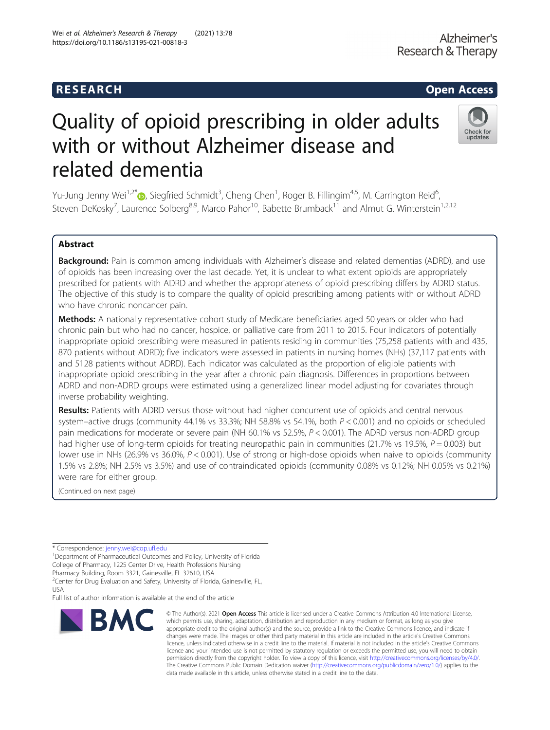RESEARCH

Open Access

# Quality of opioid prescribing in older adults with or without Alzheimer disease and related dementia

Yu-Jung Jenny Wei[1,2*], Siegfried Schmidt[3], Cheng Chen[1], Roger B. Fillingim[4,5], M. Carrington Reid[6], Steven DeKosky[7], Laurence Solberg[8,9], Marco Pahor[10], Babette Brumback[11] and Almut G. Winterstein[1,2,12]

## Abstract

**Background:** Pain is common among individuals with Alzheimer's disease and related dementias (ADRD), and use of opioids has been increasing over the last decade. Yet, it is unclear to what extent opioids are appropriately prescribed for patients with ADRD and whether the appropriateness of opioid prescribing differs by ADRD status. The objective of this study is to compare the quality of opioid prescribing among patients with or without ADRD who have chronic noncancer pain.

**Methods:** A nationally representative cohort study of Medicare beneficiaries aged 50 years or older who had chronic pain but who had no cancer, hospice, or palliative care from 2011 to 2015. Four indicators of potentially inappropriate opioid prescribing were measured in patients residing in communities (75,258 patients with and 435,870 patients without ADRD); five indicators were assessed in patients in nursing homes (NHs) (37,117 patients with and 5128 patients without ADRD). Each indicator was calculated as the proportion of eligible patients with inappropriate opioid prescribing in the year after a chronic pain diagnosis. Differences in proportions between ADRD and non-ADRD groups were estimated using a generalized linear model adjusting for covariates through inverse probability weighting.

**Results:** Patients with ADRD versus those without had higher concurrent use of opioids and central nervous system–active drugs (community 44.1% vs 33.3%; NH 58.8% vs 54.1%, both $P < 0.001$) and no opioids or scheduled pain medications for moderate or severe pain (NH 60.1% vs 52.5%, $P < 0.001$). The ADRD versus non-ADRD group had higher use of long-term opioids for treating neuropathic pain in communities (21.7% vs 19.5%, $P = 0.003$) but lower use in NHs (26.9% vs 36.0%, $P < 0.001$). Use of strong or high-dose opioids when naive to opioids (community 1.5% vs 2.8%; NH 2.5% vs 3.5%) and use of contraindicated opioids (community 0.08% vs 0.12%; NH 0.05% vs 0.21%) were rare for either group.

(Continued on next page)

\* Correspondence: jenny.wei@cop.ufl.edu
[1]Department of Pharmaceutical Outcomes and Policy, University of Florida College of Pharmacy, 1225 Center Drive, Health Professions Nursing Pharmacy Building, Room 3321, Gainesville, FL 32610, USA
[2]Center for Drug Evaluation and Safety, University of Florida, Gainesville, FL, USA
Full list of author information is available at the end of the article

© The Author(s). 2021 **Open Access** This article is licensed under a Creative Commons Attribution 4.0 International License, which permits use, sharing, adaptation, distribution and reproduction in any medium or format, as long as you give appropriate credit to the original author(s) and the source, provide a link to the Creative Commons licence, and indicate if changes were made. The images or other third party material in this article are included in the article's Creative Commons licence, unless indicated otherwise in a credit line to the material. If material is not included in the article's Creative Commons licence and your intended use is not permitted by statutory regulation or exceeds the permitted use, you will need to obtain permission directly from the copyright holder. To view a copy of this licence, visit http://creativecommons.org/licenses/by/4.0/. The Creative Commons Public Domain Dedication waiver (http://creativecommons.org/publicdomain/zero/1.0/) applies to the data made available in this article, unless otherwise stated in a credit line to the data.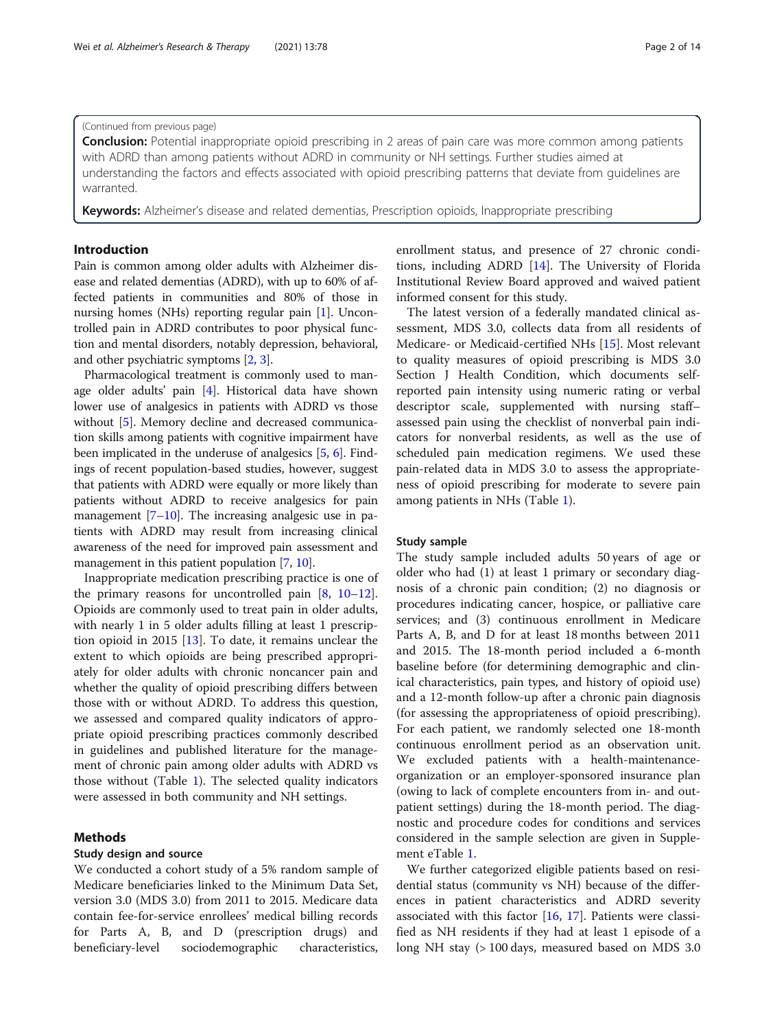(Continued from previous page)

**Conclusion:** Potential inappropriate opioid prescribing in 2 areas of pain care was more common among patients with ADRD than among patients without ADRD in community or NH settings. Further studies aimed at understanding the factors and effects associated with opioid prescribing patterns that deviate from guidelines are warranted.

**Keywords:** Alzheimer's disease and related dementias, Prescription opioids, Inappropriate prescribing

## Introduction

Pain is common among older adults with Alzheimer disease and related dementias (ADRD), with up to 60% of affected patients in communities and 80% of those in nursing homes (NHs) reporting regular pain [1]. Uncontrolled pain in ADRD contributes to poor physical function and mental disorders, notably depression, behavioral, and other psychiatric symptoms [2, 3].

Pharmacological treatment is commonly used to manage older adults' pain [4]. Historical data have shown lower use of analgesics in patients with ADRD vs those without [5]. Memory decline and decreased communication skills among patients with cognitive impairment have been implicated in the underuse of analgesics [5, 6]. Findings of recent population-based studies, however, suggest that patients with ADRD were equally or more likely than patients without ADRD to receive analgesics for pain management [7–10]. The increasing analgesic use in patients with ADRD may result from increasing clinical awareness of the need for improved pain assessment and management in this patient population [7, 10].

Inappropriate medication prescribing practice is one of the primary reasons for uncontrolled pain [8, 10–12]. Opioids are commonly used to treat pain in older adults, with nearly 1 in 5 older adults filling at least 1 prescription opioid in 2015 [13]. To date, it remains unclear the extent to which opioids are being prescribed appropriately for older adults with chronic noncancer pain and whether the quality of opioid prescribing differs between those with or without ADRD. To address this question, we assessed and compared quality indicators of appropriate opioid prescribing practices commonly described in guidelines and published literature for the management of chronic pain among older adults with ADRD vs those without (Table 1). The selected quality indicators were assessed in both community and NH settings.

## Methods

### Study design and source

We conducted a cohort study of a 5% random sample of Medicare beneficiaries linked to the Minimum Data Set, version 3.0 (MDS 3.0) from 2011 to 2015. Medicare data contain fee-for-service enrollees' medical billing records for Parts A, B, and D (prescription drugs) and beneficiary-level sociodemographic characteristics, enrollment status, and presence of 27 chronic conditions, including ADRD [14]. The University of Florida Institutional Review Board approved and waived patient informed consent for this study.

The latest version of a federally mandated clinical assessment, MDS 3.0, collects data from all residents of Medicare- or Medicaid-certified NHs [15]. Most relevant to quality measures of opioid prescribing is MDS 3.0 Section J Health Condition, which documents self-reported pain intensity using numeric rating or verbal descriptor scale, supplemented with nursing staff–assessed pain using the checklist of nonverbal pain indicators for nonverbal residents, as well as the use of scheduled pain medication regimens. We used these pain-related data in MDS 3.0 to assess the appropriateness of opioid prescribing for moderate to severe pain among patients in NHs (Table 1).

### Study sample

The study sample included adults 50 years of age or older who had (1) at least 1 primary or secondary diagnosis of a chronic pain condition; (2) no diagnosis or procedures indicating cancer, hospice, or palliative care services; and (3) continuous enrollment in Medicare Parts A, B, and D for at least 18 months between 2011 and 2015. The 18-month period included a 6-month baseline before (for determining demographic and clinical characteristics, pain types, and history of opioid use) and a 12-month follow-up after a chronic pain diagnosis (for assessing the appropriateness of opioid prescribing). For each patient, we randomly selected one 18-month continuous enrollment period as an observation unit. We excluded patients with a health-maintenance-organization or an employer-sponsored insurance plan (owing to lack of complete encounters from in- and outpatient settings) during the 18-month period. The diagnostic and procedure codes for conditions and services considered in the sample selection are given in Supplement eTable 1.

We further categorized eligible patients based on residential status (community vs NH) because of the differences in patient characteristics and ADRD severity associated with this factor [16, 17]. Patients were classified as NH residents if they had at least 1 episode of a long NH stay (> 100 days, measured based on MDS 3.0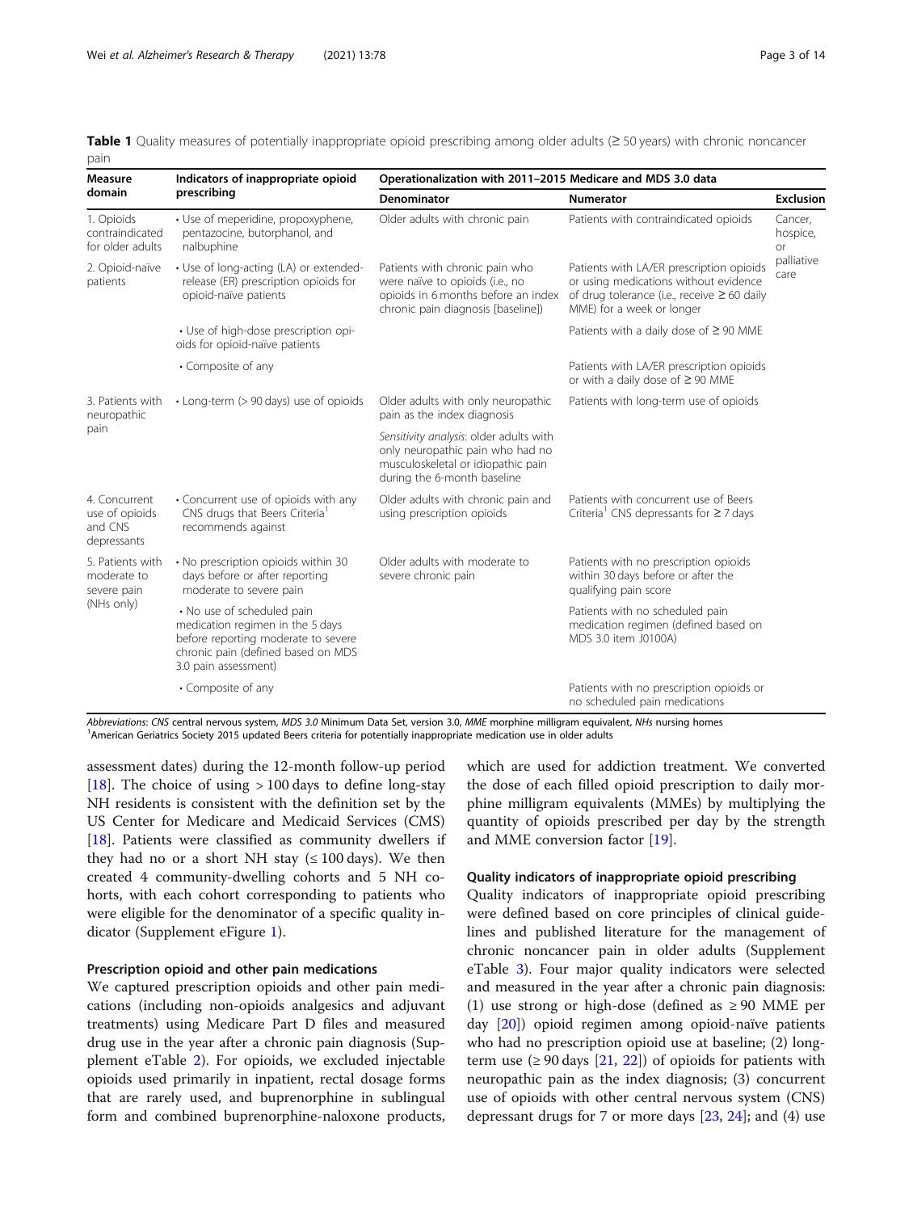**Table 1** Quality measures of potentially inappropriate opioid prescribing among older adults (≥ 50 years) with chronic noncancer pain

| Measure domain | Indicators of inappropriate opioid prescribing | Operationalization with 2011–2015 Medicare and MDS 3.0 data | | |
|---|---|---|---|---|
| | | Denominator | Numerator | Exclusion |
| 1. Opioids contraindicated for older adults | • Use of meperidine, propoxyphene, pentazocine, butorphanol, and nalbuphine | Older adults with chronic pain | Patients with contraindicated opioids | Cancer, hospice, or palliative care |
| 2. Opioid-naïve patients | • Use of long-acting (LA) or extended-release (ER) prescription opioids for opioid-naïve patients | Patients with chronic pain who were naïve to opioids (i.e., no opioids in 6 months before an index chronic pain diagnosis [baseline]) | Patients with LA/ER prescription opioids or using medications without evidence of drug tolerance (i.e., receive ≥ 60 daily MME) for a week or longer | |
| | • Use of high-dose prescription opioids for opioid-naïve patients | | Patients with a daily dose of ≥ 90 MME | |
| | • Composite of any | | Patients with LA/ER prescription opioids or with a daily dose of ≥ 90 MME | |
| 3. Patients with neuropathic pain | • Long-term (> 90 days) use of opioids | Older adults with only neuropathic pain as the index diagnosis | Patients with long-term use of opioids | |
| | | *Sensitivity analysis*: older adults with only neuropathic pain who had no musculoskeletal or idiopathic pain during the 6-month baseline | | |
| 4. Concurrent use of opioids and CNS depressants | • Concurrent use of opioids with any CNS drugs that Beers Criteria[1] recommends against | Older adults with chronic pain and using prescription opioids | Patients with concurrent use of Beers Criteria[1] CNS depressants for ≥ 7 days | |
| 5. Patients with moderate to severe pain (NHs only) | • No prescription opioids within 30 days before or after reporting moderate to severe pain | Older adults with moderate to severe chronic pain | Patients with no prescription opioids within 30 days before or after the qualifying pain score | |
| | • No use of scheduled pain medication regimen in the 5 days before reporting moderate to severe chronic pain (defined based on MDS 3.0 pain assessment) | | Patients with no scheduled pain medication regimen (defined based on MDS 3.0 item J0100A) | |
| | • Composite of any | | Patients with no prescription opioids or no scheduled pain medications | |

*Abbreviations*: *CNS* central nervous system, *MDS 3.0* Minimum Data Set, version 3.0, *MME* morphine milligram equivalent, *NHs* nursing homes
[1]American Geriatrics Society 2015 updated Beers criteria for potentially inappropriate medication use in older adults

assessment dates) during the 12-month follow-up period [18]. The choice of using > 100 days to define long-stay NH residents is consistent with the definition set by the US Center for Medicare and Medicaid Services (CMS) [18]. Patients were classified as community dwellers if they had no or a short NH stay (≤ 100 days). We then created 4 community-dwelling cohorts and 5 NH cohorts, with each cohort corresponding to patients who were eligible for the denominator of a specific quality indicator (Supplement eFigure 1).

### Prescription opioid and other pain medications

We captured prescription opioids and other pain medications (including non-opioids analgesics and adjuvant treatments) using Medicare Part D files and measured drug use in the year after a chronic pain diagnosis (Supplement eTable 2). For opioids, we excluded injectable opioids used primarily in inpatient, rectal dosage forms that are rarely used, and buprenorphine in sublingual form and combined buprenorphine-naloxone products, which are used for addiction treatment. We converted the dose of each filled opioid prescription to daily morphine milligram equivalents (MMEs) by multiplying the quantity of opioids prescribed per day by the strength and MME conversion factor [19].

### Quality indicators of inappropriate opioid prescribing

Quality indicators of inappropriate opioid prescribing were defined based on core principles of clinical guidelines and published literature for the management of chronic noncancer pain in older adults (Supplement eTable 3). Four major quality indicators were selected and measured in the year after a chronic pain diagnosis: (1) use strong or high-dose (defined as ≥ 90 MME per day [20]) opioid regimen among opioid-naïve patients who had no prescription opioid use at baseline; (2) long-term use (≥ 90 days [21, 22]) of opioids for patients with neuropathic pain as the index diagnosis; (3) concurrent use of opioids with other central nervous system (CNS) depressant drugs for 7 or more days [23, 24]; and (4) use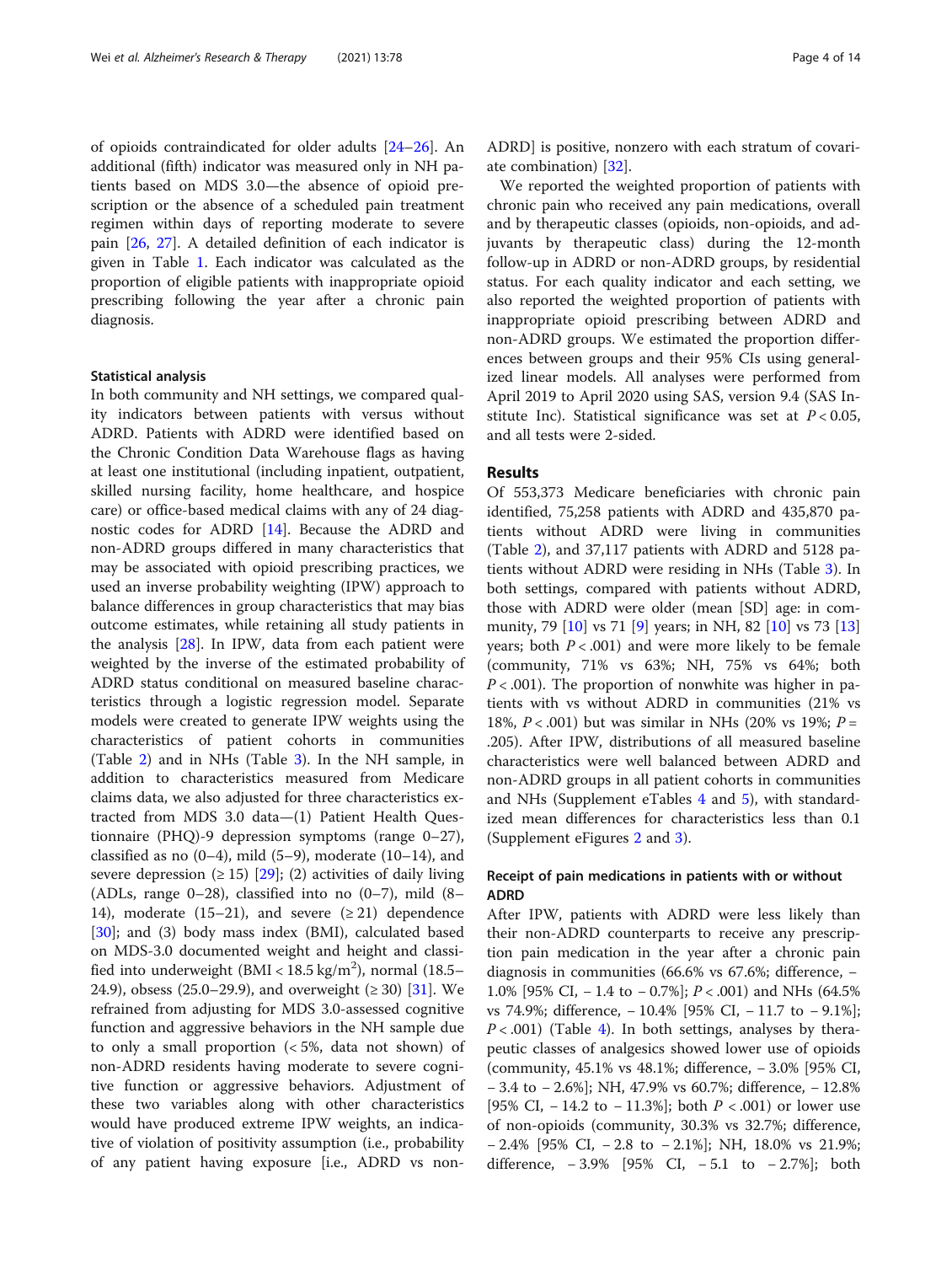of opioids contraindicated for older adults [24–26]. An additional (fifth) indicator was measured only in NH patients based on MDS 3.0—the absence of opioid prescription or the absence of a scheduled pain treatment regimen within days of reporting moderate to severe pain [26, 27]. A detailed definition of each indicator is given in Table 1. Each indicator was calculated as the proportion of eligible patients with inappropriate opioid prescribing following the year after a chronic pain diagnosis.

### Statistical analysis

In both community and NH settings, we compared quality indicators between patients with versus without ADRD. Patients with ADRD were identified based on the Chronic Condition Data Warehouse flags as having at least one institutional (including inpatient, outpatient, skilled nursing facility, home healthcare, and hospice care) or office-based medical claims with any of 24 diagnostic codes for ADRD [14]. Because the ADRD and non-ADRD groups differed in many characteristics that may be associated with opioid prescribing practices, we used an inverse probability weighting (IPW) approach to balance differences in group characteristics that may bias outcome estimates, while retaining all study patients in the analysis [28]. In IPW, data from each patient were weighted by the inverse of the estimated probability of ADRD status conditional on measured baseline characteristics through a logistic regression model. Separate models were created to generate IPW weights using the characteristics of patient cohorts in communities (Table 2) and in NHs (Table 3). In the NH sample, in addition to characteristics measured from Medicare claims data, we also adjusted for three characteristics extracted from MDS 3.0 data—(1) Patient Health Questionnaire (PHQ)-9 depression symptoms (range 0–27), classified as no (0–4), mild (5–9), moderate (10–14), and severe depression (≥ 15) [29]; (2) activities of daily living (ADLs, range 0–28), classified into no (0–7), mild (8–14), moderate (15–21), and severe (≥ 21) dependence [30]; and (3) body mass index (BMI), calculated based on MDS-3.0 documented weight and height and classified into underweight (BMI < 18.5 kg/m$^2$), normal (18.5–24.9), obsess (25.0–29.9), and overweight (≥ 30) [31]. We refrained from adjusting for MDS 3.0-assessed cognitive function and aggressive behaviors in the NH sample due to only a small proportion (< 5%, data not shown) of non-ADRD residents having moderate to severe cognitive function or aggressive behaviors. Adjustment of these two variables along with other characteristics would have produced extreme IPW weights, an indicative of violation of positivity assumption (i.e., probability of any patient having exposure [i.e., ADRD vs non-ADRD] is positive, nonzero with each stratum of covariate combination) [32].

We reported the weighted proportion of patients with chronic pain who received any pain medications, overall and by therapeutic classes (opioids, non-opioids, and adjuvants by therapeutic class) during the 12-month follow-up in ADRD or non-ADRD groups, by residential status. For each quality indicator and each setting, we also reported the weighted proportion of patients with inappropriate opioid prescribing between ADRD and non-ADRD groups. We estimated the proportion differences between groups and their 95% CIs using generalized linear models. All analyses were performed from April 2019 to April 2020 using SAS, version 9.4 (SAS Institute Inc). Statistical significance was set at $P < 0.05$, and all tests were 2-sided.

## Results

Of 553,373 Medicare beneficiaries with chronic pain identified, 75,258 patients with ADRD and 435,870 patients without ADRD were living in communities (Table 2), and 37,117 patients with ADRD and 5128 patients without ADRD were residing in NHs (Table 3). In both settings, compared with patients without ADRD, those with ADRD were older (mean [SD] age: in community, 79 [10] vs 71 [9] years; in NH, 82 [10] vs 73 [13] years; both $P < .001$) and were more likely to be female (community, 71% vs 63%; NH, 75% vs 64%; both $P < .001$). The proportion of nonwhite was higher in patients with vs without ADRD in communities (21% vs 18%, $P < .001$) but was similar in NHs (20% vs 19%; $P = .205$). After IPW, distributions of all measured baseline characteristics were well balanced between ADRD and non-ADRD groups in all patient cohorts in communities and NHs (Supplement eTables 4 and 5), with standardized mean differences for characteristics less than 0.1 (Supplement eFigures 2 and 3).

### Receipt of pain medications in patients with or without ADRD

After IPW, patients with ADRD were less likely than their non-ADRD counterparts to receive any prescription pain medication in the year after a chronic pain diagnosis in communities (66.6% vs 67.6%; difference, − 1.0% [95% CI, − 1.4 to − 0.7%]; $P < .001$) and NHs (64.5% vs 74.9%; difference, − 10.4% [95% CI, − 11.7 to − 9.1%]; $P < .001$) (Table 4). In both settings, analyses by therapeutic classes of analgesics showed lower use of opioids (community, 45.1% vs 48.1%; difference, − 3.0% [95% CI, − 3.4 to − 2.6%]; NH, 47.9% vs 60.7%; difference, − 12.8% [95% CI, − 14.2 to − 11.3%]; both $P < .001$) or lower use of non-opioids (community, 30.3% vs 32.7%; difference, − 2.4% [95% CI, − 2.8 to − 2.1%]; NH, 18.0% vs 21.9%; difference, − 3.9% [95% CI, − 5.1 to − 2.7%]; both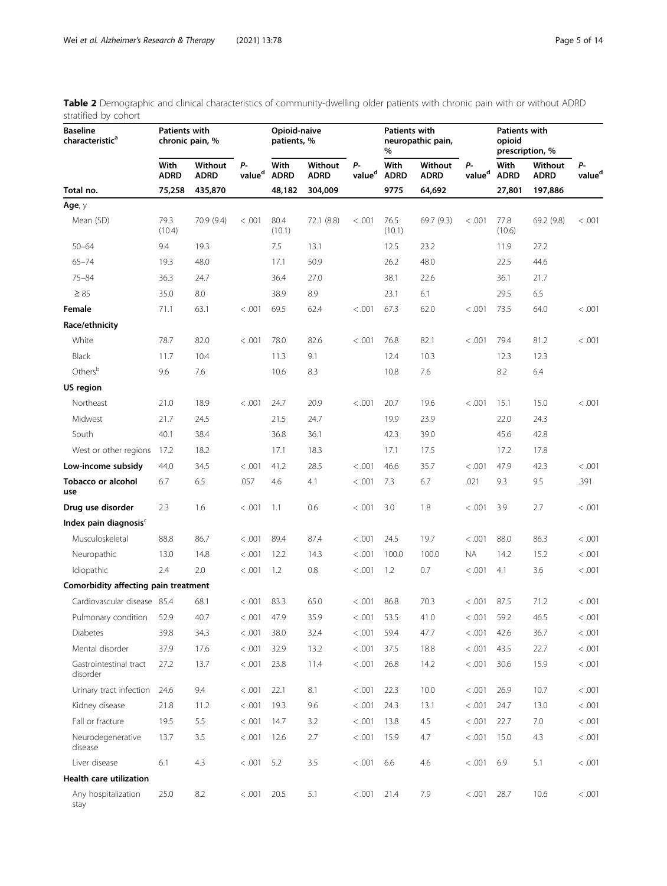**Table 2** Demographic and clinical characteristics of community-dwelling older patients with chronic pain with or without ADRD stratified by cohort

| Baseline characteristic[a] | Patients with chronic pain, % | | | Opioid-naive patients, % | | | Patients with neuropathic pain, % | | | Patients with opioid prescription, % | | |
|---|---|---|---|---|---|---|---|---|---|---|---|---|
| | With ADRD | Without ADRD | P-value[d] | With ADRD | Without ADRD | P-value[d] | With ADRD | Without ADRD | P-value[d] | With ADRD | Without ADRD | P-value[d] |
| **Total no.** | **75,258** | **435,870** | | **48,182** | **304,009** | | **9775** | **64,692** | | **27,801** | **197,886** | |
| **Age**, y | | | | | | | | | | | | |
| Mean (SD) | 79.3 (10.4) | 70.9 (9.4) | < .001 | 80.4 (10.1) | 72.1 (8.8) | < .001 | 76.5 (10.1) | 69.7 (9.3) | < .001 | 77.8 (10.6) | 69.2 (9.8) | < .001 |
| 50–64 | 9.4 | 19.3 | | 7.5 | 13.1 | | 12.5 | 23.2 | | 11.9 | 27.2 | |
| 65–74 | 19.3 | 48.0 | | 17.1 | 50.9 | | 26.2 | 48.0 | | 22.5 | 44.6 | |
| 75–84 | 36.3 | 24.7 | | 36.4 | 27.0 | | 38.1 | 22.6 | | 36.1 | 21.7 | |
| ≥ 85 | 35.0 | 8.0 | | 38.9 | 8.9 | | 23.1 | 6.1 | | 29.5 | 6.5 | |
| **Female** | 71.1 | 63.1 | < .001 | 69.5 | 62.4 | < .001 | 67.3 | 62.0 | < .001 | 73.5 | 64.0 | < .001 |
| **Race/ethnicity** | | | | | | | | | | | | |
| White | 78.7 | 82.0 | < .001 | 78.0 | 82.6 | < .001 | 76.8 | 82.1 | < .001 | 79.4 | 81.2 | < .001 |
| Black | 11.7 | 10.4 | | 11.3 | 9.1 | | 12.4 | 10.3 | | 12.3 | 12.3 | |
| Others[b] | 9.6 | 7.6 | | 10.6 | 8.3 | | 10.8 | 7.6 | | 8.2 | 6.4 | |
| **US region** | | | | | | | | | | | | |
| Northeast | 21.0 | 18.9 | < .001 | 24.7 | 20.9 | < .001 | 20.7 | 19.6 | < .001 | 15.1 | 15.0 | < .001 |
| Midwest | 21.7 | 24.5 | | 21.5 | 24.7 | | 19.9 | 23.9 | | 22.0 | 24.3 | |
| South | 40.1 | 38.4 | | 36.8 | 36.1 | | 42.3 | 39.0 | | 45.6 | 42.8 | |
| West or other regions | 17.2 | 18.2 | | 17.1 | 18.3 | | 17.1 | 17.5 | | 17.2 | 17.8 | |
| **Low-income subsidy** | 44.0 | 34.5 | < .001 | 41.2 | 28.5 | < .001 | 46.6 | 35.7 | < .001 | 47.9 | 42.3 | < .001 |
| **Tobacco or alcohol use** | 6.7 | 6.5 | .057 | 4.6 | 4.1 | < .001 | 7.3 | 6.7 | .021 | 9.3 | 9.5 | .391 |
| **Drug use disorder** | 2.3 | 1.6 | < .001 | 1.1 | 0.6 | < .001 | 3.0 | 1.8 | < .001 | 3.9 | 2.7 | < .001 |
| **Index pain diagnosis**[c] | | | | | | | | | | | | |
| Musculoskeletal | 88.8 | 86.7 | < .001 | 89.4 | 87.4 | < .001 | 24.5 | 19.7 | < .001 | 88.0 | 86.3 | < .001 |
| Neuropathic | 13.0 | 14.8 | < .001 | 12.2 | 14.3 | < .001 | 100.0 | 100.0 | NA | 14.2 | 15.2 | < .001 |
| Idiopathic | 2.4 | 2.0 | < .001 | 1.2 | 0.8 | < .001 | 1.2 | 0.7 | < .001 | 4.1 | 3.6 | < .001 |
| **Comorbidity affecting pain treatment** | | | | | | | | | | | | |
| Cardiovascular disease | 85.4 | 68.1 | < .001 | 83.3 | 65.0 | < .001 | 86.8 | 70.3 | < .001 | 87.5 | 71.2 | < .001 |
| Pulmonary condition | 52.9 | 40.7 | < .001 | 47.9 | 35.9 | < .001 | 53.5 | 41.0 | < .001 | 59.2 | 46.5 | < .001 |
| Diabetes | 39.8 | 34.3 | < .001 | 38.0 | 32.4 | < .001 | 59.4 | 47.7 | < .001 | 42.6 | 36.7 | < .001 |
| Mental disorder | 37.9 | 17.6 | < .001 | 32.9 | 13.2 | < .001 | 37.5 | 18.8 | < .001 | 43.5 | 22.7 | < .001 |
| Gastrointestinal tract disorder | 27.2 | 13.7 | < .001 | 23.8 | 11.4 | < .001 | 26.8 | 14.2 | < .001 | 30.6 | 15.9 | < .001 |
| Urinary tract infection | 24.6 | 9.4 | < .001 | 22.1 | 8.1 | < .001 | 22.3 | 10.0 | < .001 | 26.9 | 10.7 | < .001 |
| Kidney disease | 21.8 | 11.2 | < .001 | 19.3 | 9.6 | < .001 | 24.3 | 13.1 | < .001 | 24.7 | 13.0 | < .001 |
| Fall or fracture | 19.5 | 5.5 | < .001 | 14.7 | 3.2 | < .001 | 13.8 | 4.5 | < .001 | 22.7 | 7.0 | < .001 |
| Neurodegenerative disease | 13.7 | 3.5 | < .001 | 12.6 | 2.7 | < .001 | 15.9 | 4.7 | < .001 | 15.0 | 4.3 | < .001 |
| Liver disease | 6.1 | 4.3 | < .001 | 5.2 | 3.5 | < .001 | 6.6 | 4.6 | < .001 | 6.9 | 5.1 | < .001 |
| **Health care utilization** | | | | | | | | | | | | |
| Any hospitalization stay | 25.0 | 8.2 | < .001 | 20.5 | 5.1 | < .001 | 21.4 | 7.9 | < .001 | 28.7 | 10.6 | < .001 |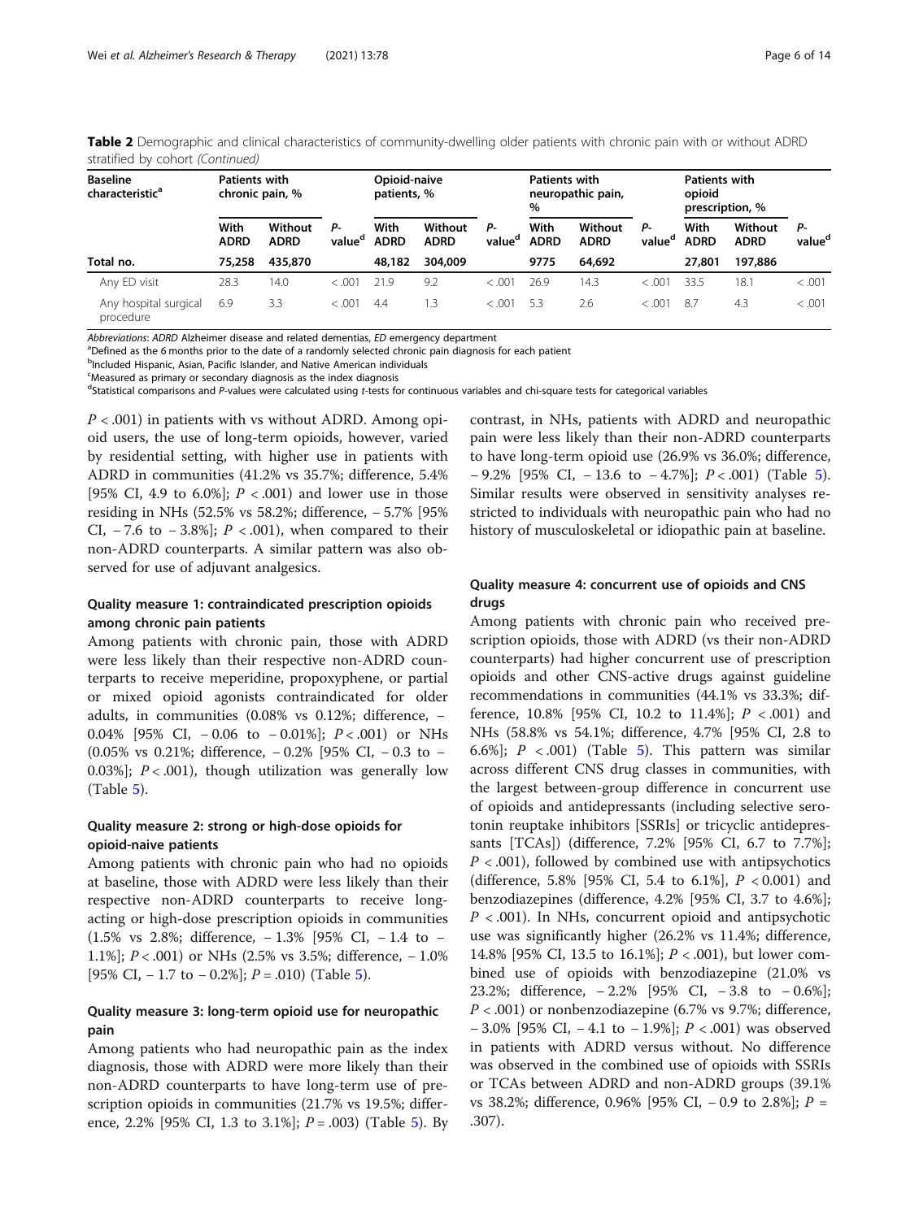**Table 2** Demographic and clinical characteristics of community-dwelling older patients with chronic pain with or without ADRD stratified by cohort *(Continued)*

| Baseline characteristic[a] | Patients with chronic pain, % | | | Opioid-naive patients, % | | | Patients with neuropathic pain, % | | | Patients with opioid prescription, % | | |
|---|---|---|---|---|---|---|---|---|---|---|---|---|
| | With ADRD | Without ADRD | P-value[d] | With ADRD | Without ADRD | P-value[d] | With ADRD | Without ADRD | P-value[d] | With ADRD | Without ADRD | P-value[d] |
| Total no. | 75,258 | 435,870 | | 48,182 | 304,009 | | 9775 | 64,692 | | 27,801 | 197,886 | |
| Any ED visit | 28.3 | 14.0 | < .001 | 21.9 | 9.2 | < .001 | 26.9 | 14.3 | < .001 | 33.5 | 18.1 | < .001 |
| Any hospital surgical procedure | 6.9 | 3.3 | < .001 | 4.4 | 1.3 | < .001 | 5.3 | 2.6 | < .001 | 8.7 | 4.3 | < .001 |

*Abbreviations*: *ADRD* Alzheimer disease and related dementias, *ED* emergency department

[a]Defined as the 6 months prior to the date of a randomly selected chronic pain diagnosis for each patient

[b]Included Hispanic, Asian, Pacific Islander, and Native American individuals

[c]Measured as primary or secondary diagnosis as the index diagnosis

[d]Statistical comparisons and *P*-values were calculated using *t*-tests for continuous variables and chi-square tests for categorical variables

$P < .001$) in patients with vs without ADRD. Among opioid users, the use of long-term opioids, however, varied by residential setting, with higher use in patients with ADRD in communities (41.2% vs 35.7%; difference, 5.4% [95% CI, 4.9 to 6.0%]; $P < .001$) and lower use in those residing in NHs (52.5% vs 58.2%; difference, − 5.7% [95% CI, − 7.6 to − 3.8%]; $P < .001$), when compared to their non-ADRD counterparts. A similar pattern was also observed for use of adjuvant analgesics.

### Quality measure 1: contraindicated prescription opioids among chronic pain patients

Among patients with chronic pain, those with ADRD were less likely than their respective non-ADRD counterparts to receive meperidine, propoxyphene, or partial or mixed opioid agonists contraindicated for older adults, in communities (0.08% vs 0.12%; difference, − 0.04% [95% CI, − 0.06 to − 0.01%]; $P < .001$) or NHs (0.05% vs 0.21%; difference, − 0.2% [95% CI, − 0.3 to − 0.03%]; $P < .001$), though utilization was generally low (Table 5).

### Quality measure 2: strong or high-dose opioids for opioid-naive patients

Among patients with chronic pain who had no opioids at baseline, those with ADRD were less likely than their respective non-ADRD counterparts to receive long-acting or high-dose prescription opioids in communities (1.5% vs 2.8%; difference, − 1.3% [95% CI, − 1.4 to − 1.1%]; $P < .001$) or NHs (2.5% vs 3.5%; difference, − 1.0% [95% CI, − 1.7 to − 0.2%]; $P = .010$) (Table 5).

### Quality measure 3: long-term opioid use for neuropathic pain

Among patients who had neuropathic pain as the index diagnosis, those with ADRD were more likely than their non-ADRD counterparts to have long-term use of prescription opioids in communities (21.7% vs 19.5%; difference, 2.2% [95% CI, 1.3 to 3.1%]; $P = .003$) (Table 5). By contrast, in NHs, patients with ADRD and neuropathic pain were less likely than their non-ADRD counterparts to have long-term opioid use (26.9% vs 36.0%; difference, − 9.2% [95% CI, − 13.6 to − 4.7%]; $P < .001$) (Table 5). Similar results were observed in sensitivity analyses restricted to individuals with neuropathic pain who had no history of musculoskeletal or idiopathic pain at baseline.

### Quality measure 4: concurrent use of opioids and CNS drugs

Among patients with chronic pain who received prescription opioids, those with ADRD (vs their non-ADRD counterparts) had higher concurrent use of prescription opioids and other CNS-active drugs against guideline recommendations in communities (44.1% vs 33.3%; difference, 10.8% [95% CI, 10.2 to 11.4%]; $P < .001$) and NHs (58.8% vs 54.1%; difference, 4.7% [95% CI, 2.8 to 6.6%]; $P < .001$) (Table 5). This pattern was similar across different CNS drug classes in communities, with the largest between-group difference in concurrent use of opioids and antidepressants (including selective serotonin reuptake inhibitors [SSRIs] or tricyclic antidepressants [TCAs]) (difference, 7.2% [95% CI, 6.7 to 7.7%]; $P < .001$), followed by combined use with antipsychotics (difference, 5.8% [95% CI, 5.4 to 6.1%], $P < 0.001$) and benzodiazepines (difference, 4.2% [95% CI, 3.7 to 4.6%]; $P < .001$). In NHs, concurrent opioid and antipsychotic use was significantly higher (26.2% vs 11.4%; difference, 14.8% [95% CI, 13.5 to 16.1%]; $P < .001$), but lower combined use of opioids with benzodiazepine (21.0% vs 23.2%; difference, − 2.2% [95% CI, − 3.8 to − 0.6%]; $P < .001$) or nonbenzodiazepine (6.7% vs 9.7%; difference, − 3.0% [95% CI, − 4.1 to − 1.9%]; $P < .001$) was observed in patients with ADRD versus without. No difference was observed in the combined use of opioids with SSRIs or TCAs between ADRD and non-ADRD groups (39.1% vs 38.2%; difference, 0.96% [95% CI, − 0.9 to 2.8%]; $P = .307$).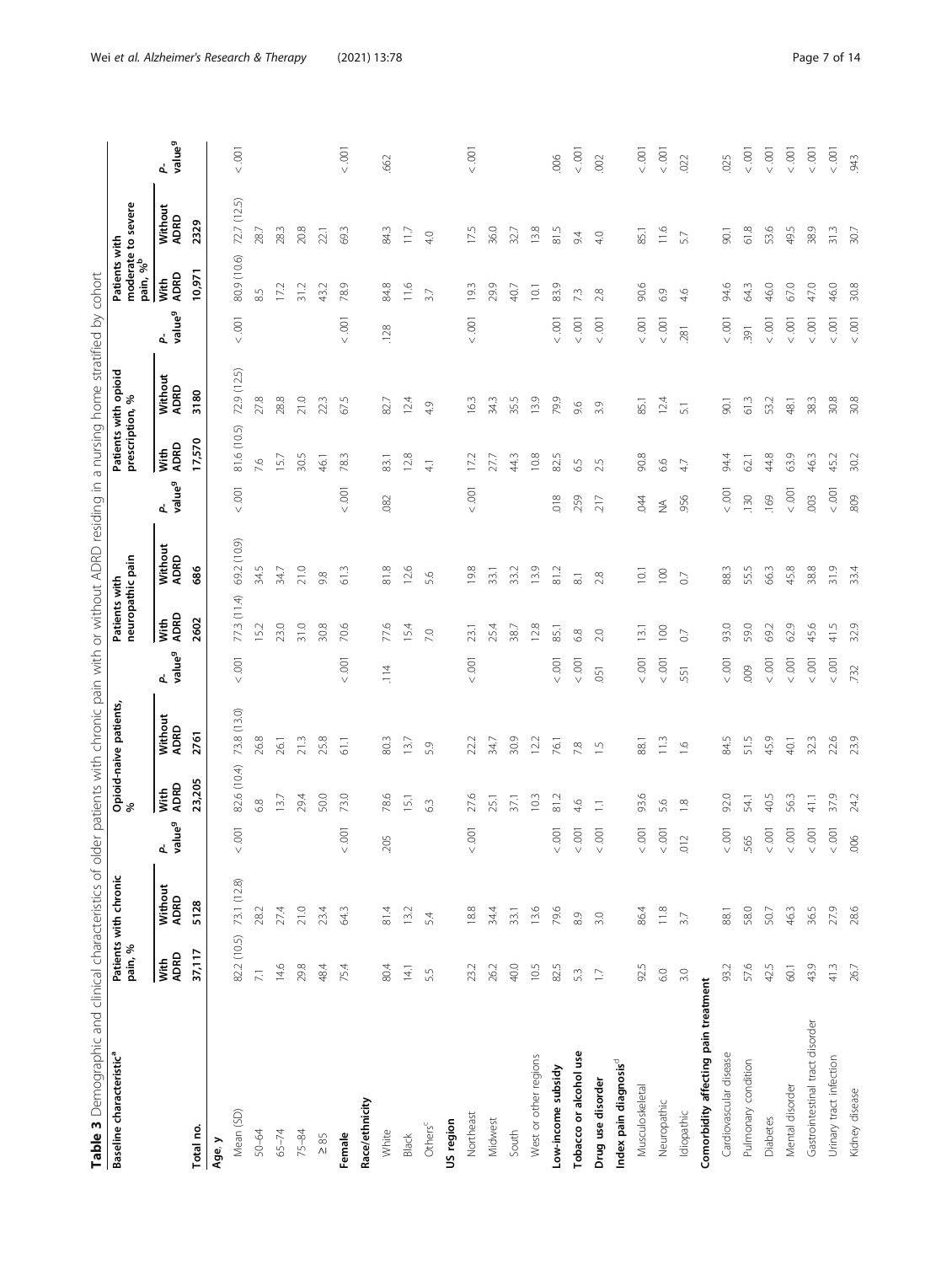**Table 3** Demographic and clinical characteristics of older patients with chronic pain with or without ADRD residing in a nursing home stratified by cohort

| Baseline characteristic[a] | Patients with chronic pain, % | | | Opioid-naive patients, % | | | Patients with neuropathic pain | | | Patients with opioid prescription, % | | | Patients with moderate to severe pain, %[b] | | |
|---|---|---|---|---|---|---|---|---|---|---|---|---|---|---|---|
| | With ADRD | Without ADRD | P-value[g] | With ADRD | Without ADRD | P-value[g] | With ADRD | Without ADRD | P-value[g] | With ADRD | Without ADRD | P-value[g] | With ADRD | Without ADRD | P-value[g] |
| **Total no.** | 37,117 | 5128 | | 23,205 | 2761 | | 2602 | 686 | | 17,570 | 3180 | | 10,971 | 2329 | |
| **Age, y** | | | | | | | | | | | | | | | |
| Mean (SD) | 82.2 (10.5) | 73.1 (12.8) | < .001 | 82.6 (10.4) | 73.8 (13.0) | < .001 | 77.3 (11.4) | 69.2 (10.9) | < .001 | 81.6 (10.5) | 72.9 (12.5) | < .001 | 80.9 (10.6) | 72.7 (12.5) | < .001 |
| 50–64 | 7.1 | 28.2 | | 6.8 | 26.8 | | 15.2 | 34.5 | | 7.6 | 27.8 | | 8.5 | 28.7 | |
| 65–74 | 14.6 | 27.4 | | 13.7 | 26.1 | | 23.0 | 34.7 | | 15.7 | 28.8 | | 17.2 | 28.3 | |
| 75–84 | 29.8 | 21.0 | | 29.4 | 21.3 | | 31.0 | 21.0 | | 30.5 | 21.0 | | 31.2 | 20.8 | |
| ≥ 85 | 48.4 | 23.4 | | 50.0 | 25.8 | | 30.8 | 9.8 | | 46.1 | 22.3 | | 43.2 | 22.1 | |
| **Female** | 75.4 | 64.3 | < .001 | 73.0 | 61.1 | < .001 | 70.6 | 61.3 | < .001 | 78.3 | 67.5 | < .001 | 78.9 | 69.3 | < .001 |
| **Race/ethnicity** | | | | | | | | | | | | | | | |
| White | 80.4 | 81.4 | .205 | 78.6 | 80.3 | .114 | 77.6 | 81.8 | .082 | 83.1 | 82.7 | .128 | 84.8 | 84.3 | .662 |
| Black | 14.1 | 13.2 | | 15.1 | 13.7 | | 15.4 | 12.6 | | 12.8 | 12.4 | | 11.6 | 11.7 | |
| Others[c] | 5.5 | 5.4 | | 6.3 | 5.9 | | 7.0 | 5.6 | | 4.1 | 4.9 | | 3.7 | 4.0 | |
| **US region** | | | | | | | | | | | | | | | |
| Northeast | 23.2 | 18.8 | < .001 | 27.6 | 22.2 | < .001 | 23.1 | 19.8 | < .001 | 17.2 | 16.3 | < .001 | 19.3 | 17.5 | < .001 |
| Midwest | 26.2 | 34.4 | | 25.1 | 34.7 | | 25.4 | 33.1 | | 27.7 | 34.3 | | 29.9 | 36.0 | |
| South | 40.0 | 33.1 | | 37.1 | 30.9 | | 38.7 | 33.2 | | 44.3 | 35.5 | | 40.7 | 32.7 | |
| West or other regions | 10.5 | 13.6 | | 10.3 | 12.2 | | 12.8 | 13.9 | | 10.8 | 13.9 | | 10.1 | 13.8 | |
| **Low-income subsidy** | 82.5 | 79.6 | < .001 | 81.2 | 76.1 | < .001 | 85.1 | 81.2 | .018 | 82.5 | 79.9 | < .001 | 83.9 | 81.5 | .006 |
| **Tobacco or alcohol use** | 5.3 | 8.9 | < .001 | 4.6 | 7.8 | < .001 | 6.8 | 8.1 | .259 | 6.5 | 9.6 | < .001 | 7.3 | 9.4 | < .001 |
| **Drug use disorder** | 1.7 | 3.0 | < .001 | 1.1 | 1.5 | .051 | 2.0 | 2.8 | .217 | 2.5 | 3.9 | < .001 | 2.8 | 4.0 | .002 |
| **Index pain diagnosis[d]** | | | | | | | | | | | | | | | |
| Musculoskeletal | 92.5 | 86.4 | < .001 | 93.6 | 88.1 | < .001 | 13.1 | 10.1 | .044 | 90.8 | 85.1 | < .001 | 90.6 | 85.1 | < .001 |
| Neuropathic | 6.0 | 11.8 | < .001 | 5.6 | 11.3 | < .001 | 100 | 100 | NA | 6.6 | 12.4 | < .001 | 6.9 | 11.6 | < .001 |
| Idiopathic | 3.0 | 3.7 | .012 | 1.8 | 1.6 | .551 | 0.7 | 0.7 | .956 | 4.7 | 5.1 | .281 | 4.6 | 5.7 | .022 |
| **Comorbidity affecting pain treatment** | | | | | | | | | | | | | | | |
| Cardiovascular disease | 93.2 | 88.1 | < .001 | 92.0 | 84.5 | < .001 | 93.0 | 88.3 | < .001 | 94.4 | 90.1 | < .001 | 94.6 | 90.1 | .025 |
| Pulmonary condition | 57.6 | 58.0 | .565 | 54.1 | 51.5 | .009 | 59.0 | 55.5 | .130 | 62.1 | 61.3 | .391 | 64.3 | 61.8 | < .001 |
| Diabetes | 42.5 | 50.7 | < .001 | 40.5 | 45.9 | < .001 | 69.2 | 66.3 | .169 | 44.8 | 53.2 | < .001 | 46.0 | 53.6 | < .001 |
| Mental disorder | 60.1 | 46.3 | < .001 | 56.3 | 40.1 | < .001 | 62.9 | 45.8 | < .001 | 63.9 | 48.1 | < .001 | 67.0 | 49.5 | < .001 |
| Gastrointestinal tract disorder | 43.9 | 36.5 | < .001 | 41.1 | 32.3 | < .001 | 45.6 | 38.8 | .003 | 46.3 | 38.3 | < .001 | 47.0 | 38.9 | < .001 |
| Urinary tract infection | 41.3 | 27.9 | < .001 | 37.9 | 22.6 | < .001 | 41.5 | 31.9 | < .001 | 45.2 | 30.8 | < .001 | 46.0 | 31.3 | < .001 |
| Kidney disease | 26.7 | 28.6 | .006 | 24.2 | 23.9 | .732 | 32.9 | 33.4 | .809 | 30.2 | 30.8 | < .001 | 30.8 | 30.7 | .943 |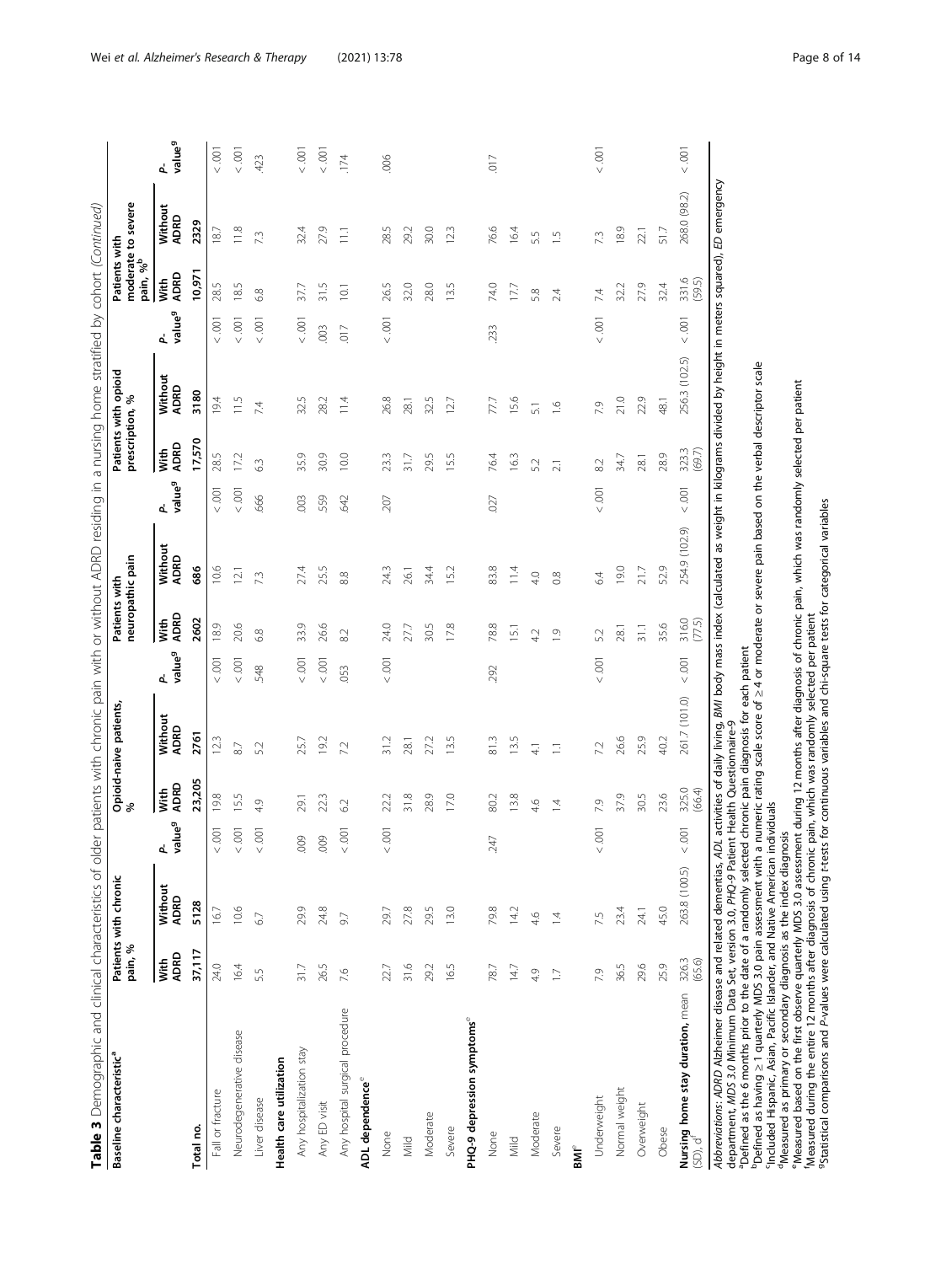**Table 3** Demographic and clinical characteristics of older patients with chronic pain with or without ADRD residing in a nursing home stratified by cohort *(Continued)*

| Baseline characteristic[a] | Patients with chronic pain, % | | | Opioid-naive patients, % | | | Patients with neuropathic pain | | | Patients with opioid prescription, % | | | Patients with moderate to severe pain, %[b] | | |
|---|---|---|---|---|---|---|---|---|---|---|---|---|---|---|---|
| | With ADRD | Without ADRD | *P*-value[g] | With ADRD | Without ADRD | *P*-value[g] | With ADRD | Without ADRD | *P*-value[g] | With ADRD | Without ADRD | *P*-value[g] | With ADRD | Without ADRD | *P*-value[g] |
| **Total no.** | 37,117 | 5128 | | 23,205 | 2761 | | 2602 | 686 | | 17,570 | 3180 | | 10,971 | 2329 | |
| Fall or fracture | 24.0 | 16.7 | < .001 | 19.8 | 12.3 | < .001 | 18.9 | 10.6 | < .001 | 28.5 | 19.4 | < .001 | 28.5 | 18.7 | < .001 |
| Neurodegenerative disease | 16.4 | 10.6 | < .001 | 15.5 | 8.7 | < .001 | 20.6 | 12.1 | < .001 | 17.2 | 11.5 | < .001 | 18.5 | 11.8 | < .001 |
| Liver disease | 5.5 | 6.7 | < .001 | 4.9 | 5.2 | .548 | 6.8 | 7.3 | .666 | 6.3 | 7.4 | < .001 | 6.8 | 7.3 | .423 |
| **Health care utilization** | | | | | | | | | | | | | | | |
| Any hospitalization stay | 31.7 | 29.9 | .009 | 29.1 | 25.7 | < .001 | 33.9 | 27.4 | .003 | 35.9 | 32.5 | < .001 | 37.7 | 32.4 | < .001 |
| Any ED visit | 26.5 | 24.8 | .009 | 22.3 | 19.2 | < .001 | 26.6 | 25.5 | .559 | 30.9 | 28.2 | .003 | 31.5 | 27.9 | < .001 |
| Any hospital surgical procedure | 7.6 | 9.7 | < .001 | 6.2 | 7.2 | .053 | 8.2 | 8.8 | .642 | 10.0 | 11.4 | .017 | 10.1 | 11.1 | .174 |
| **ADL dependence**[e] | | | < .001 | | | < .001 | | | .207 | | | < .001 | | | .006 |
| None | 22.7 | 29.7 | | 22.2 | 31.2 | | 24.0 | 24.3 | | 23.3 | 26.8 | | 26.5 | 28.5 | |
| Mild | 31.6 | 27.8 | | 31.8 | 28.1 | | 27.7 | 26.1 | | 31.7 | 28.1 | | 32.0 | 29.2 | |
| Moderate | 29.2 | 29.5 | | 28.9 | 27.2 | | 30.5 | 34.4 | | 29.5 | 32.5 | | 28.0 | 30.0 | |
| Severe | 16.5 | 13.0 | | 17.0 | 13.5 | | 17.8 | 15.2 | | 15.5 | 12.7 | | 13.5 | 12.3 | |
| **PHQ-9 depression symptoms**[e] | | | .247 | | | .292 | | | .027 | | | .233 | | | .017 |
| None | 78.7 | 79.8 | | 80.2 | 81.3 | | 78.8 | 83.8 | | 76.4 | 77.7 | | 74.0 | 76.6 | |
| Mild | 14.7 | 14.2 | | 13.8 | 13.5 | | 15.1 | 11.4 | | 16.3 | 15.6 | | 17.7 | 16.4 | |
| Moderate | 4.9 | 4.6 | | 4.6 | 4.1 | | 4.2 | 4.0 | | 5.2 | 5.1 | | 5.8 | 5.5 | |
| Severe | 1.7 | 1.4 | | 1.4 | 1.1 | | 1.9 | 0.8 | | 2.1 | 1.6 | | 2.4 | 1.5 | |
| **BMI**[e] | | | < .001 | | | < .001 | | | < .001 | | | < .001 | | | < .001 |
| Underweight | 7.9 | 7.5 | | 7.9 | 7.2 | | 5.2 | 6.4 | | 8.2 | 7.9 | | 7.4 | 7.3 | |
| Normal weight | 36.5 | 23.4 | | 37.9 | 26.6 | | 28.1 | 19.0 | | 34.7 | 21.0 | | 32.2 | 18.9 | |
| Overweight | 29.6 | 24.1 | | 30.5 | 25.9 | | 31.1 | 21.7 | | 28.1 | 22.9 | | 27.9 | 22.1 | |
| Obese | 25.9 | 45.0 | | 23.6 | 40.2 | | 35.6 | 52.9 | | 28.9 | 48.1 | | 32.4 | 51.7 | |
| **Nursing home stay duration**, mean (SD), d[f] | 326.3 (65.6) | 263.8 (100.5) | < .001 | 325.0 (66.4) | 261.7 (101.0) | < .001 | 316.0 (77.5) | 254.9 (102.9) | < .001 | 323.3 (69.7) | 256.3 (102.5) | < .001 | 331.6 (59.5) | 268.0 (98.2) | < .001 |

*Abbreviations*: *ADRD* Alzheimer disease and related dementias, *ADL* activities of daily living, *BMI* body mass index (calculated as weight in kilograms divided by height in meters squared), *ED* emergency department, *MDS 3.0* Minimum Data Set, version 3.0, *PHQ-9* Patient Health Questionnaire-9

[a]Defined as the 6 months prior to the date of a randomly selected chronic pain diagnosis for each patient

[b]Defined as having ≥ 1 quarterly MDS 3.0 pain assessment with a numeric rating scale score of ≥ 4 or moderate or severe pain based on the verbal descriptor scale

[c]Included Hispanic, Asian, Pacific Islander, and Native American individuals

[d]Measured as primary or secondary diagnosis as the index diagnosis

[e]Measured based on the first observe quarterly MDS 3.0 assessment during 12 months after diagnosis of chronic pain, which was randomly selected per patient

[f]Measured during the entire 12 months after diagnosis of chronic pain, which was randomly selected per patient

[g]Statistical comparisons and *P*-values were calculated using *t*-tests for continuous variables and chi-square tests for categorical variables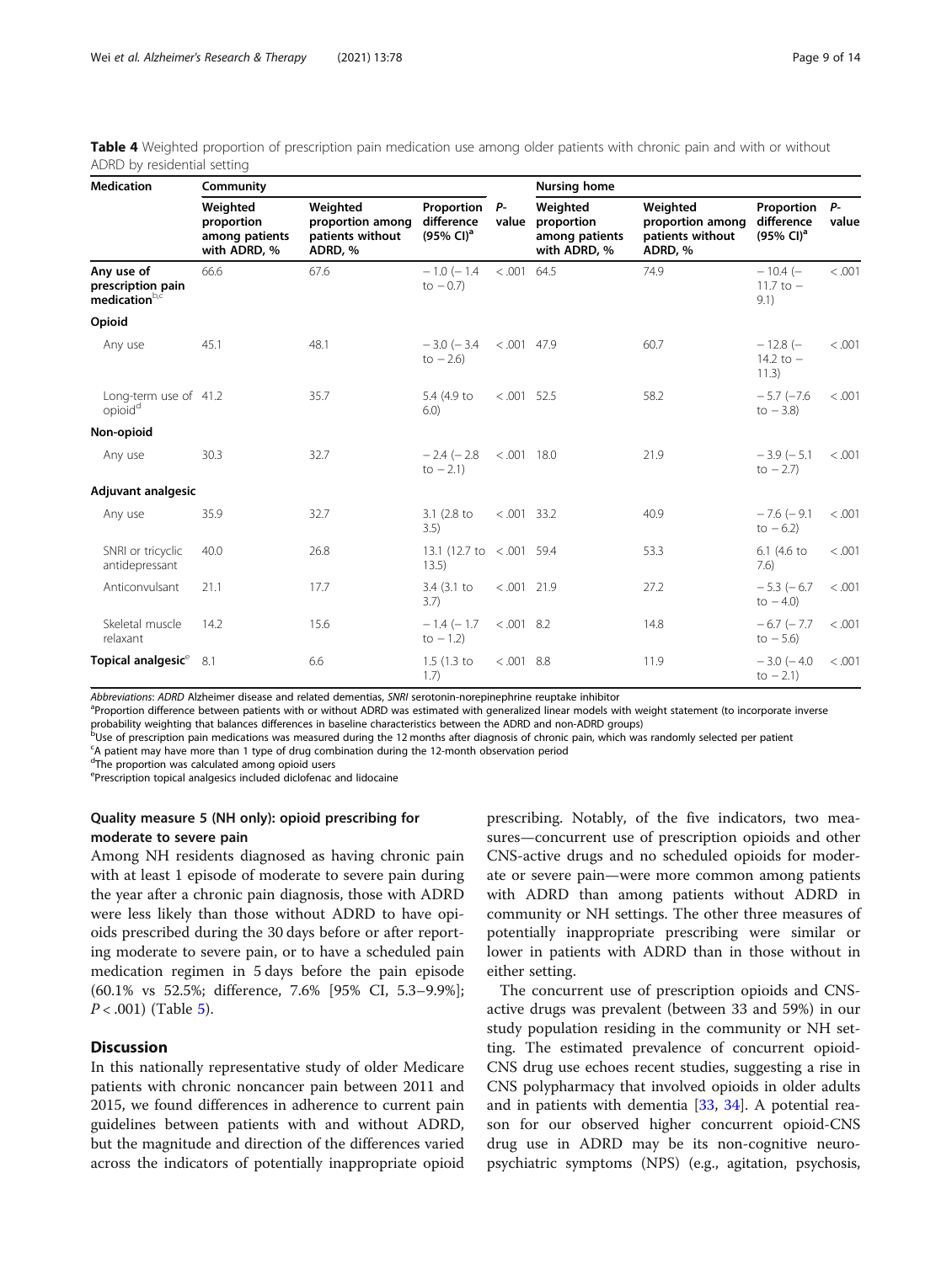**Table 4** Weighted proportion of prescription pain medication use among older patients with chronic pain and with or without ADRD by residential setting

| Medication | Community | | | | Nursing home | | | |
|---|---|---|---|---|---|---|---|---|
| | Weighted proportion among patients with ADRD, % | Weighted proportion among patients without ADRD, % | Proportion difference (95% CI)[a] | P-value | Weighted proportion among patients with ADRD, % | Weighted proportion among patients without ADRD, % | Proportion difference (95% CI)[a] | P-value |
| **Any use of prescription pain medication**[b,c] | 66.6 | 67.6 | − 1.0 (− 1.4 to − 0.7) | < .001 | 64.5 | 74.9 | − 10.4 (− 11.7 to − 9.1) | < .001 |
| **Opioid** | | | | | | | | |
| Any use | 45.1 | 48.1 | − 3.0 (− 3.4 to − 2.6) | < .001 | 47.9 | 60.7 | − 12.8 (− 14.2 to − 11.3) | < .001 |
| Long-term use of opioid[d] | 41.2 | 35.7 | 5.4 (4.9 to 6.0) | < .001 | 52.5 | 58.2 | − 5.7 (−7.6 to − 3.8) | < .001 |
| **Non-opioid** | | | | | | | | |
| Any use | 30.3 | 32.7 | − 2.4 (− 2.8 to − 2.1) | < .001 | 18.0 | 21.9 | − 3.9 (− 5.1 to − 2.7) | < .001 |
| **Adjuvant analgesic** | | | | | | | | |
| Any use | 35.9 | 32.7 | 3.1 (2.8 to 3.5) | < .001 | 33.2 | 40.9 | − 7.6 (− 9.1 to − 6.2) | < .001 |
| SNRI or tricyclic antidepressant | 40.0 | 26.8 | 13.1 (12.7 to 13.5) | < .001 | 59.4 | 53.3 | 6.1 (4.6 to 7.6) | < .001 |
| Anticonvulsant | 21.1 | 17.7 | 3.4 (3.1 to 3.7) | < .001 | 21.9 | 27.2 | − 5.3 (− 6.7 to − 4.0) | < .001 |
| Skeletal muscle relaxant | 14.2 | 15.6 | − 1.4 (− 1.7 to − 1.2) | < .001 | 8.2 | 14.8 | − 6.7 (− 7.7 to − 5.6) | < .001 |
| **Topical analgesic**[e] | 8.1 | 6.6 | 1.5 (1.3 to 1.7) | < .001 | 8.8 | 11.9 | − 3.0 (− 4.0 to − 2.1) | < .001 |

*Abbreviations*: *ADRD* Alzheimer disease and related dementias, *SNRI* serotonin-norepinephrine reuptake inhibitor

[a]Proportion difference between patients with or without ADRD was estimated with generalized linear models with weight statement (to incorporate inverse probability weighting that balances differences in baseline characteristics between the ADRD and non-ADRD groups)

[b]Use of prescription pain medications was measured during the 12 months after diagnosis of chronic pain, which was randomly selected per patient

[c]A patient may have more than 1 type of drug combination during the 12-month observation period

[d]The proportion was calculated among opioid users

[e]Prescription topical analgesics included diclofenac and lidocaine

### Quality measure 5 (NH only): opioid prescribing for moderate to severe pain

Among NH residents diagnosed as having chronic pain with at least 1 episode of moderate to severe pain during the year after a chronic pain diagnosis, those with ADRD were less likely than those without ADRD to have opioids prescribed during the 30 days before or after reporting moderate to severe pain, or to have a scheduled pain medication regimen in 5 days before the pain episode (60.1% vs 52.5%; difference, 7.6% [95% CI, 5.3–9.9%]; $P < .001$) (Table 5).

## Discussion

In this nationally representative study of older Medicare patients with chronic noncancer pain between 2011 and 2015, we found differences in adherence to current pain guidelines between patients with and without ADRD, but the magnitude and direction of the differences varied across the indicators of potentially inappropriate opioid prescribing. Notably, of the five indicators, two measures—concurrent use of prescription opioids and other CNS-active drugs and no scheduled opioids for moderate or severe pain—were more common among patients with ADRD than among patients without ADRD in community or NH settings. The other three measures of potentially inappropriate prescribing were similar or lower in patients with ADRD than in those without in either setting.

The concurrent use of prescription opioids and CNS-active drugs was prevalent (between 33 and 59%) in our study population residing in the community or NH setting. The estimated prevalence of concurrent opioid-CNS drug use echoes recent studies, suggesting a rise in CNS polypharmacy that involved opioids in older adults and in patients with dementia [33, 34]. A potential reason for our observed higher concurrent opioid-CNS drug use in ADRD may be its non-cognitive neuropsychiatric symptoms (NPS) (e.g., agitation, psychosis,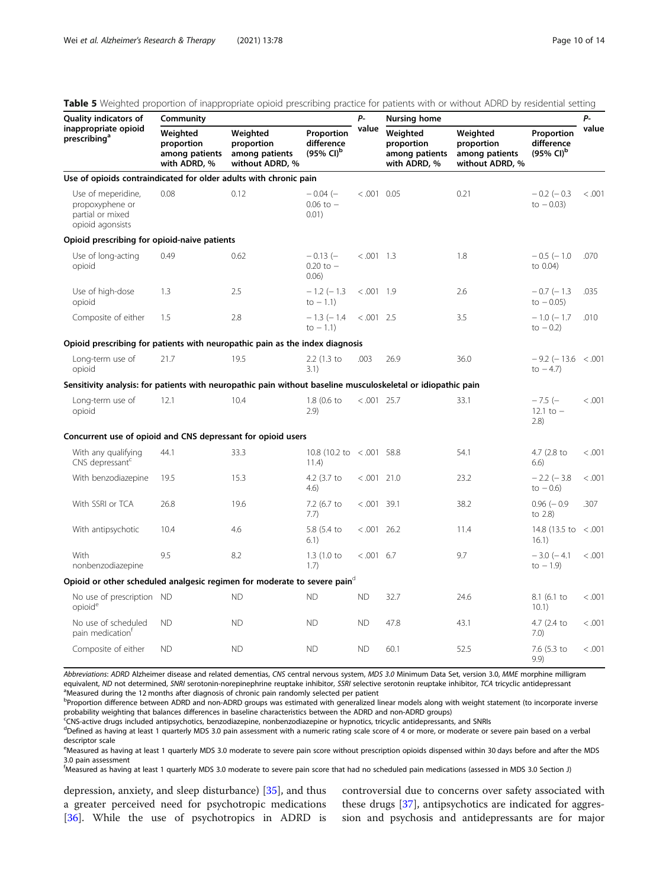**Table 5** Weighted proportion of inappropriate opioid prescribing practice for patients with or without ADRD by residential setting

| Quality indicators of inappropriate opioid prescribing[a] | Community | | | P-value | Nursing home | | | P-value |
|---|---|---|---|---|---|---|---|---|
| | Weighted proportion among patients with ADRD, % | Weighted proportion among patients without ADRD, % | Proportion difference (95% CI)[b] | | Weighted proportion among patients with ADRD, % | Weighted proportion among patients without ADRD, % | Proportion difference (95% CI)[b] | |
| **Use of opioids contraindicated for older adults with chronic pain** | | | | | | | | |
| Use of meperidine, propoxyphene or partial or mixed opioid agonists | 0.08 | 0.12 | − 0.04 (− 0.06 to − 0.01) | < .001 | 0.05 | 0.21 | − 0.2 (− 0.3 to − 0.03) | < .001 |
| **Opioid prescribing for opioid-naive patients** | | | | | | | | |
| Use of long-acting opioid | 0.49 | 0.62 | − 0.13 (− 0.20 to − 0.06) | < .001 | 1.3 | 1.8 | − 0.5 (− 1.0 to 0.04) | .070 |
| Use of high-dose opioid | 1.3 | 2.5 | − 1.2 (− 1.3 to − 1.1) | < .001 | 1.9 | 2.6 | − 0.7 (− 1.3 to − 0.05) | .035 |
| Composite of either | 1.5 | 2.8 | − 1.3 (− 1.4 to − 1.1) | < .001 | 2.5 | 3.5 | − 1.0 (− 1.7 to − 0.2) | .010 |
| **Opioid prescribing for patients with neuropathic pain as the index diagnosis** | | | | | | | | |
| Long-term use of opioid | 21.7 | 19.5 | 2.2 (1.3 to 3.1) | .003 | 26.9 | 36.0 | − 9.2 (− 13.6 to − 4.7) | < .001 |
| **Sensitivity analysis: for patients with neuropathic pain without baseline musculoskeletal or idiopathic pain** | | | | | | | | |
| Long-term use of opioid | 12.1 | 10.4 | 1.8 (0.6 to 2.9) | < .001 | 25.7 | 33.1 | − 7.5 (− 12.1 to − 2.8) | < .001 |
| **Concurrent use of opioid and CNS depressant for opioid users** | | | | | | | | |
| With any qualifying CNS depressant[c] | 44.1 | 33.3 | 10.8 (10.2 to 11.4) | < .001 | 58.8 | 54.1 | 4.7 (2.8 to 6.6) | < .001 |
| With benzodiazepine | 19.5 | 15.3 | 4.2 (3.7 to 4.6) | < .001 | 21.0 | 23.2 | − 2.2 (− 3.8 to − 0.6) | < .001 |
| With SSRI or TCA | 26.8 | 19.6 | 7.2 (6.7 to 7.7) | < .001 | 39.1 | 38.2 | 0.96 (− 0.9 to 2.8) | .307 |
| With antipsychotic | 10.4 | 4.6 | 5.8 (5.4 to 6.1) | < .001 | 26.2 | 11.4 | 14.8 (13.5 to 16.1) | < .001 |
| With nonbenzodiazepine | 9.5 | 8.2 | 1.3 (1.0 to 1.7) | < .001 | 6.7 | 9.7 | − 3.0 (− 4.1 to − 1.9) | < .001 |
| **Opioid or other scheduled analgesic regimen for moderate to severe pain[d]** | | | | | | | | |
| No use of prescription opioid[e] | ND | ND | ND | ND | 32.7 | 24.6 | 8.1 (6.1 to 10.1) | < .001 |
| No use of scheduled pain medication[f] | ND | ND | ND | ND | 47.8 | 43.1 | 4.7 (2.4 to 7.0) | < .001 |
| Composite of either | ND | ND | ND | ND | 60.1 | 52.5 | 7.6 (5.3 to 9.9) | < .001 |

*Abbreviations*: *ADRD* Alzheimer disease and related dementias, *CNS* central nervous system, *MDS 3.0* Minimum Data Set, version 3.0, *MME* morphine milligram equivalent, *ND* not determined, *SNRI* serotonin-norepinephrine reuptake inhibitor, *SSRI* selective serotonin reuptake inhibitor, *TCA* tricyclic antidepressant

[a]Measured during the 12 months after diagnosis of chronic pain randomly selected per patient

[b]Proportion difference between ADRD and non-ADRD groups was estimated with generalized linear models along with weight statement (to incorporate inverse probability weighting that balances differences in baseline characteristics between the ADRD and non-ADRD groups)

[c]CNS-active drugs included antipsychotics, benzodiazepine, nonbenzodiazepine or hypnotics, tricyclic antidepressants, and SNRIs

[d]Defined as having at least 1 quarterly MDS 3.0 pain assessment with a numeric rating scale score of 4 or more, or moderate or severe pain based on a verbal descriptor scale

[e]Measured as having at least 1 quarterly MDS 3.0 moderate to severe pain score without prescription opioids dispensed within 30 days before and after the MDS 3.0 pain assessment

[f]Measured as having at least 1 quarterly MDS 3.0 moderate to severe pain score that had no scheduled pain medications (assessed in MDS 3.0 Section J)

depression, anxiety, and sleep disturbance) [35], and thus a greater perceived need for psychotropic medications [36]. While the use of psychotropics in ADRD is controversial due to concerns over safety associated with these drugs [37], antipsychotics are indicated for aggression and psychosis and antidepressants are for major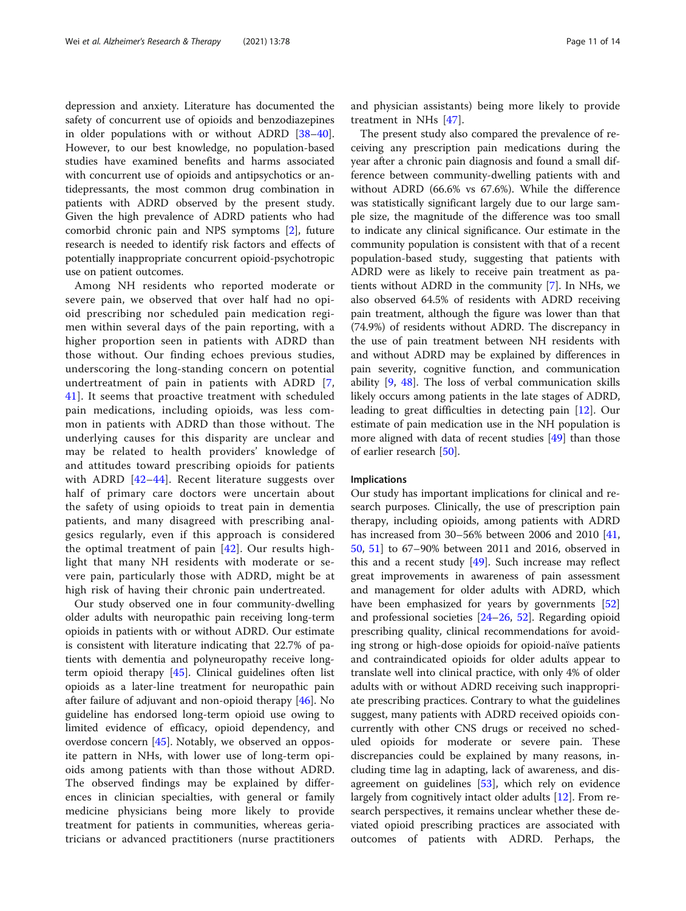depression and anxiety. Literature has documented the safety of concurrent use of opioids and benzodiazepines in older populations with or without ADRD [38–40]. However, to our best knowledge, no population-based studies have examined benefits and harms associated with concurrent use of opioids and antipsychotics or antidepressants, the most common drug combination in patients with ADRD observed by the present study. Given the high prevalence of ADRD patients who had comorbid chronic pain and NPS symptoms [2], future research is needed to identify risk factors and effects of potentially inappropriate concurrent opioid-psychotropic use on patient outcomes.

Among NH residents who reported moderate or severe pain, we observed that over half had no opioid prescribing nor scheduled pain medication regimen within several days of the pain reporting, with a higher proportion seen in patients with ADRD than those without. Our finding echoes previous studies, underscoring the long-standing concern on potential undertreatment of pain in patients with ADRD [7, 41]. It seems that proactive treatment with scheduled pain medications, including opioids, was less common in patients with ADRD than those without. The underlying causes for this disparity are unclear and may be related to health providers' knowledge of and attitudes toward prescribing opioids for patients with ADRD [42–44]. Recent literature suggests over half of primary care doctors were uncertain about the safety of using opioids to treat pain in dementia patients, and many disagreed with prescribing analgesics regularly, even if this approach is considered the optimal treatment of pain [42]. Our results highlight that many NH residents with moderate or severe pain, particularly those with ADRD, might be at high risk of having their chronic pain undertreated.

Our study observed one in four community-dwelling older adults with neuropathic pain receiving long-term opioids in patients with or without ADRD. Our estimate is consistent with literature indicating that 22.7% of patients with dementia and polyneuropathy receive long-term opioid therapy [45]. Clinical guidelines often list opioids as a later-line treatment for neuropathic pain after failure of adjuvant and non-opioid therapy [46]. No guideline has endorsed long-term opioid use owing to limited evidence of efficacy, opioid dependency, and overdose concern [45]. Notably, we observed an opposite pattern in NHs, with lower use of long-term opioids among patients with than those without ADRD. The observed findings may be explained by differences in clinician specialties, with general or family medicine physicians being more likely to provide treatment for patients in communities, whereas geriatricians or advanced practitioners (nurse practitioners and physician assistants) being more likely to provide treatment in NHs [47].

The present study also compared the prevalence of receiving any prescription pain medications during the year after a chronic pain diagnosis and found a small difference between community-dwelling patients with and without ADRD (66.6% vs 67.6%). While the difference was statistically significant largely due to our large sample size, the magnitude of the difference was too small to indicate any clinical significance. Our estimate in the community population is consistent with that of a recent population-based study, suggesting that patients with ADRD were as likely to receive pain treatment as patients without ADRD in the community [7]. In NHs, we also observed 64.5% of residents with ADRD receiving pain treatment, although the figure was lower than that (74.9%) of residents without ADRD. The discrepancy in the use of pain treatment between NH residents with and without ADRD may be explained by differences in pain severity, cognitive function, and communication ability [9, 48]. The loss of verbal communication skills likely occurs among patients in the late stages of ADRD, leading to great difficulties in detecting pain [12]. Our estimate of pain medication use in the NH population is more aligned with data of recent studies [49] than those of earlier research [50].

### Implications

Our study has important implications for clinical and research purposes. Clinically, the use of prescription pain therapy, including opioids, among patients with ADRD has increased from 30–56% between 2006 and 2010 [41, 50, 51] to 67–90% between 2011 and 2016, observed in this and a recent study [49]. Such increase may reflect great improvements in awareness of pain assessment and management for older adults with ADRD, which have been emphasized for years by governments [52] and professional societies [24–26, 52]. Regarding opioid prescribing quality, clinical recommendations for avoiding strong or high-dose opioids for opioid-naïve patients and contraindicated opioids for older adults appear to translate well into clinical practice, with only 4% of older adults with or without ADRD receiving such inappropriate prescribing practices. Contrary to what the guidelines suggest, many patients with ADRD received opioids concurrently with other CNS drugs or received no scheduled opioids for moderate or severe pain. These discrepancies could be explained by many reasons, including time lag in adapting, lack of awareness, and disagreement on guidelines [53], which rely on evidence largely from cognitively intact older adults [12]. From research perspectives, it remains unclear whether these deviated opioid prescribing practices are associated with outcomes of patients with ADRD. Perhaps, the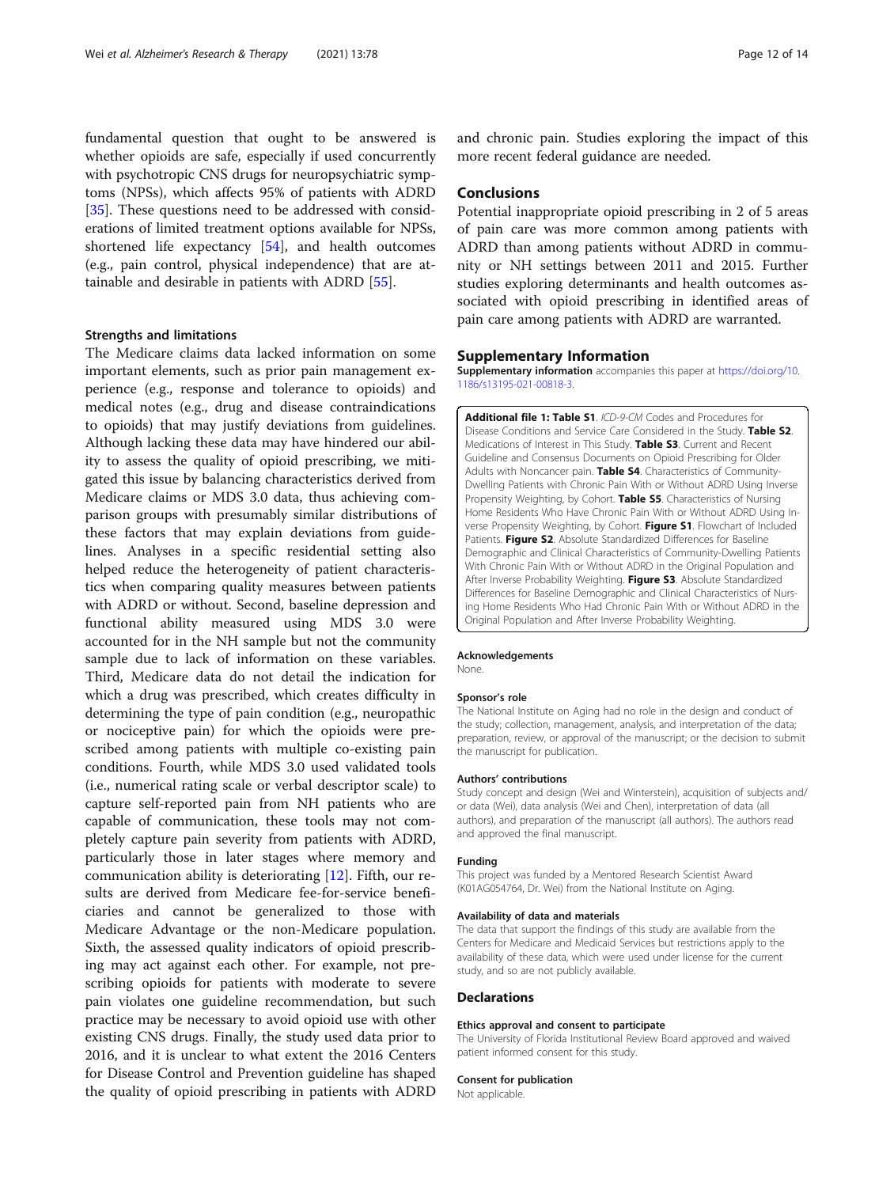fundamental question that ought to be answered is whether opioids are safe, especially if used concurrently with psychotropic CNS drugs for neuropsychiatric symptoms (NPSs), which affects 95% of patients with ADRD [35]. These questions need to be addressed with considerations of limited treatment options available for NPSs, shortened life expectancy [54], and health outcomes (e.g., pain control, physical independence) that are attainable and desirable in patients with ADRD [55].

### Strengths and limitations

The Medicare claims data lacked information on some important elements, such as prior pain management experience (e.g., response and tolerance to opioids) and medical notes (e.g., drug and disease contraindications to opioids) that may justify deviations from guidelines. Although lacking these data may have hindered our ability to assess the quality of opioid prescribing, we mitigated this issue by balancing characteristics derived from Medicare claims or MDS 3.0 data, thus achieving comparison groups with presumably similar distributions of these factors that may explain deviations from guidelines. Analyses in a specific residential setting also helped reduce the heterogeneity of patient characteristics when comparing quality measures between patients with ADRD or without. Second, baseline depression and functional ability measured using MDS 3.0 were accounted for in the NH sample but not the community sample due to lack of information on these variables. Third, Medicare data do not detail the indication for which a drug was prescribed, which creates difficulty in determining the type of pain condition (e.g., neuropathic or nociceptive pain) for which the opioids were prescribed among patients with multiple co-existing pain conditions. Fourth, while MDS 3.0 used validated tools (i.e., numerical rating scale or verbal descriptor scale) to capture self-reported pain from NH patients who are capable of communication, these tools may not completely capture pain severity from patients with ADRD, particularly those in later stages where memory and communication ability is deteriorating [12]. Fifth, our results are derived from Medicare fee-for-service beneficiaries and cannot be generalized to those with Medicare Advantage or the non-Medicare population. Sixth, the assessed quality indicators of opioid prescribing may act against each other. For example, not prescribing opioids for patients with moderate to severe pain violates one guideline recommendation, but such practice may be necessary to avoid opioid use with other existing CNS drugs. Finally, the study used data prior to 2016, and it is unclear to what extent the 2016 Centers for Disease Control and Prevention guideline has shaped the quality of opioid prescribing in patients with ADRD and chronic pain. Studies exploring the impact of this more recent federal guidance are needed.

## Conclusions

Potential inappropriate opioid prescribing in 2 of 5 areas of pain care was more common among patients with ADRD than among patients without ADRD in community or NH settings between 2011 and 2015. Further studies exploring determinants and health outcomes associated with opioid prescribing in identified areas of pain care among patients with ADRD are warranted.

## Supplementary Information

**Supplementary information** accompanies this paper at https://doi.org/10.1186/s13195-021-00818-3.

**Additional file 1: Table S1**. *ICD-9-CM* Codes and Procedures for Disease Conditions and Service Care Considered in the Study. **Table S2**. Medications of Interest in This Study. **Table S3**. Current and Recent Guideline and Consensus Documents on Opioid Prescribing for Older Adults with Noncancer pain. **Table S4**. Characteristics of Community-Dwelling Patients with Chronic Pain With or Without ADRD Using Inverse Propensity Weighting, by Cohort. **Table S5**. Characteristics of Nursing Home Residents Who Have Chronic Pain With or Without ADRD Using Inverse Propensity Weighting, by Cohort. **Figure S1**. Flowchart of Included Patients. **Figure S2**. Absolute Standardized Differences for Baseline Demographic and Clinical Characteristics of Community-Dwelling Patients With Chronic Pain With or Without ADRD in the Original Population and After Inverse Probability Weighting. **Figure S3**. Absolute Standardized Differences for Baseline Demographic and Clinical Characteristics of Nursing Home Residents Who Had Chronic Pain With or Without ADRD in the Original Population and After Inverse Probability Weighting.

#### Acknowledgements

None.

#### Sponsor's role

The National Institute on Aging had no role in the design and conduct of the study; collection, management, analysis, and interpretation of the data; preparation, review, or approval of the manuscript; or the decision to submit the manuscript for publication.

#### Authors' contributions

Study concept and design (Wei and Winterstein), acquisition of subjects and/or data (Wei), data analysis (Wei and Chen), interpretation of data (all authors), and preparation of the manuscript (all authors). The authors read and approved the final manuscript.

#### Funding

This project was funded by a Mentored Research Scientist Award (K01AG054764, Dr. Wei) from the National Institute on Aging.

#### Availability of data and materials

The data that support the findings of this study are available from the Centers for Medicare and Medicaid Services but restrictions apply to the availability of these data, which were used under license for the current study, and so are not publicly available.

## Declarations

#### Ethics approval and consent to participate

The University of Florida Institutional Review Board approved and waived patient informed consent for this study.

#### Consent for publication

Not applicable.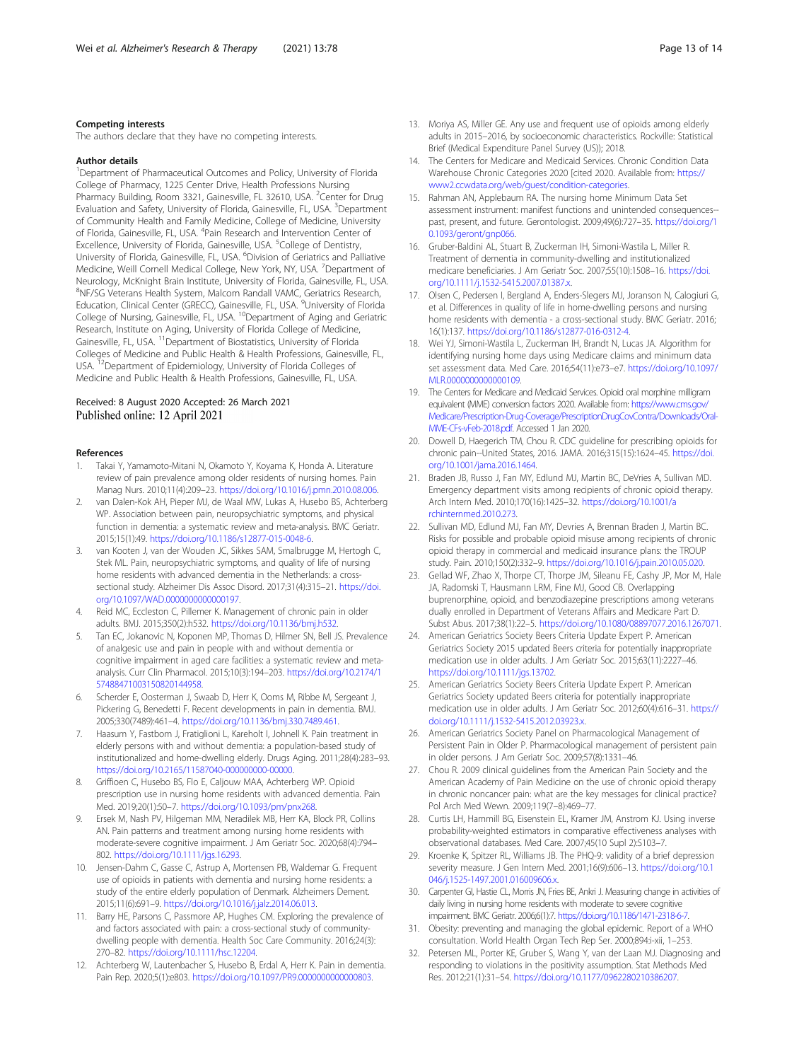#### Competing interests

The authors declare that they have no competing interests.

#### Author details

[1]Department of Pharmaceutical Outcomes and Policy, University of Florida College of Pharmacy, 1225 Center Drive, Health Professions Nursing Pharmacy Building, Room 3321, Gainesville, FL 32610, USA. [2]Center for Drug Evaluation and Safety, University of Florida, Gainesville, FL, USA. [3]Department of Community Health and Family Medicine, College of Medicine, University of Florida, Gainesville, FL, USA. [4]Pain Research and Intervention Center of Excellence, University of Florida, Gainesville, USA. [5]College of Dentistry, University of Florida, Gainesville, FL, USA. [6]Division of Geriatrics and Palliative Medicine, Weill Cornell Medical College, New York, NY, USA. [7]Department of Neurology, McKnight Brain Institute, University of Florida, Gainesville, FL, USA. [8]NF/SG Veterans Health System, Malcom Randall VAMC, Geriatrics Research, Education, Clinical Center (GRECC), Gainesville, FL, USA. [9]University of Florida College of Nursing, Gainesville, FL, USA. [10]Department of Aging and Geriatric Research, Institute on Aging, University of Florida College of Medicine, Gainesville, FL, USA. [11]Department of Biostatistics, University of Florida Colleges of Medicine and Public Health & Health Professions, Gainesville, FL, USA. [12]Department of Epidemiology, University of Florida Colleges of Medicine and Public Health & Health Professions, Gainesville, FL, USA.

Received: 8 August 2020 Accepted: 26 March 2021
Published online: 12 April 2021

#### References

1. Takai Y, Yamamoto-Mitani N, Okamoto Y, Koyama K, Honda A. Literature review of pain prevalence among older residents of nursing homes. Pain Manag Nurs. 2010;11(4):209–23. https://doi.org/10.1016/j.pmn.2010.08.006.
2. van Dalen-Kok AH, Pieper MJ, de Waal MW, Lukas A, Husebo BS, Achterberg WP. Association between pain, neuropsychiatric symptoms, and physical function in dementia: a systematic review and meta-analysis. BMC Geriatr. 2015;15(1):49. https://doi.org/10.1186/s12877-015-0048-6.
3. van Kooten J, van der Wouden JC, Sikkes SAM, Smalbrugge M, Hertogh C, Stek ML. Pain, neuropsychiatric symptoms, and quality of life of nursing home residents with advanced dementia in the Netherlands: a cross-sectional study. Alzheimer Dis Assoc Disord. 2017;31(4):315–21. https://doi.org/10.1097/WAD.0000000000000197.
4. Reid MC, Eccleston C, Pillemer K. Management of chronic pain in older adults. BMJ. 2015;350(2):h532. https://doi.org/10.1136/bmj.h532.
5. Tan EC, Jokanovic N, Koponen MP, Thomas D, Hilmer SN, Bell JS. Prevalence of analgesic use and pain in people with and without dementia or cognitive impairment in aged care facilities: a systematic review and meta-analysis. Curr Clin Pharmacol. 2015;10(3):194–203. https://doi.org/10.2174/1574884710031508201449​58.
6. Scherder E, Oosterman J, Swaab D, Herr K, Ooms M, Ribbe M, Sergeant J, Pickering G, Benedetti F. Recent developments in pain in dementia. BMJ. 2005;330(7489):461–4. https://doi.org/10.1136/bmj.330.7489.461.
7. Haasum Y, Fastbom J, Fratiglioni L, Kareholt I, Johnell K. Pain treatment in elderly persons with and without dementia: a population-based study of institutionalized and home-dwelling elderly. Drugs Aging. 2011;28(4):283–93. https://doi.org/10.2165/11587040-000000000-00000.
8. Griffioen C, Husebo BS, Flo E, Caljouw MAA, Achterberg WP. Opioid prescription use in nursing home residents with advanced dementia. Pain Med. 2019;20(1):50–7. https://doi.org/10.1093/pm/pnx268.
9. Ersek M, Nash PV, Hilgeman MM, Neradilek MB, Herr KA, Block PR, Collins AN. Pain patterns and treatment among nursing home residents with moderate-severe cognitive impairment. J Am Geriatr Soc. 2020;68(4):794–802. https://doi.org/10.1111/jgs.16293.
10. Jensen-Dahm C, Gasse C, Astrup A, Mortensen PB, Waldemar G. Frequent use of opioids in patients with dementia and nursing home residents: a study of the entire elderly population of Denmark. Alzheimers Dement. 2015;11(6):691–9. https://doi.org/10.1016/j.jalz.2014.06.013.
11. Barry HE, Parsons C, Passmore AP, Hughes CM. Exploring the prevalence of and factors associated with pain: a cross-sectional study of community-dwelling people with dementia. Health Soc Care Community. 2016;24(3):270–82. https://doi.org/10.1111/hsc.12204.
12. Achterberg W, Lautenbacher S, Husebo B, Erdal A, Herr K. Pain in dementia. Pain Rep. 2020;5(1):e803. https://doi.org/10.1097/PR9.0000000000000803.
13. Moriya AS, Miller GE. Any use and frequent use of opioids among elderly adults in 2015–2016, by socioeconomic characteristics. Rockville: Statistical Brief (Medical Expenditure Panel Survey (US)); 2018.
14. The Centers for Medicare and Medicaid Services. Chronic Condition Data Warehouse Chronic Categories 2020 [cited 2020. Available from: https://www2.ccwdata.org/web/guest/condition-categories.
15. Rahman AN, Applebaum RA. The nursing home Minimum Data Set assessment instrument: manifest functions and unintended consequences--past, present, and future. Gerontologist. 2009;49(6):727–35. https://doi.org/10.1093/geront/gnp066.
16. Gruber-Baldini AL, Stuart B, Zuckerman IH, Simoni-Wastila L, Miller R. Treatment of dementia in community-dwelling and institutionalized medicare beneficiaries. J Am Geriatr Soc. 2007;55(10):1508–16. https://doi.org/10.1111/j.1532-5415.2007.01387.x.
17. Olsen C, Pedersen I, Bergland A, Enders-Slegers MJ, Joranson N, Calogiuri G, et al. Differences in quality of life in home-dwelling persons and nursing home residents with dementia - a cross-sectional study. BMC Geriatr. 2016;16(1):137. https://doi.org/10.1186/s12877-016-0312-4.
18. Wei YJ, Simoni-Wastila L, Zuckerman IH, Brandt N, Lucas JA. Algorithm for identifying nursing home days using Medicare claims and minimum data set assessment data. Med Care. 2016;54(11):e73–e7. https://doi.org/10.1097/MLR.0000000000000109.
19. The Centers for Medicare and Medicaid Services. Opioid oral morphine milligram equivalent (MME) conversion factors 2020. Available from: https://www.cms.gov/Medicare/Prescription-Drug-Coverage/PrescriptionDrugCovContra/Downloads/Oral-MME-CFs-vFeb-2018.pdf. Accessed 1 Jan 2020.
20. Dowell D, Haegerich TM, Chou R. CDC guideline for prescribing opioids for chronic pain--United States, 2016. JAMA. 2016;315(15):1624–45. https://doi.org/10.1001/jama.2016.1464.
21. Braden JB, Russo J, Fan MY, Edlund MJ, Martin BC, DeVries A, Sullivan MD. Emergency department visits among recipients of chronic opioid therapy. Arch Intern Med. 2010;170(16):1425–32. https://doi.org/10.1001/archinternmed.2010.273.
22. Sullivan MD, Edlund MJ, Fan MY, Devries A, Brennan Braden J, Martin BC. Risks for possible and probable opioid misuse among recipients of chronic opioid therapy in commercial and medicaid insurance plans: the TROUP study. Pain. 2010;150(2):332–9. https://doi.org/10.1016/j.pain.2010.05.020.
23. Gellad WF, Zhao X, Thorpe CT, Thorpe JM, Sileanu FE, Cashy JP, Mor M, Hale JA, Radomski T, Hausmann LRM, Fine MJ, Good CB. Overlapping buprenorphine, opioid, and benzodiazepine prescriptions among veterans dually enrolled in Department of Veterans Affairs and Medicare Part D. Subst Abus. 2017;38(1):22–5. https://doi.org/10.1080/08897077.2016.1267071.
24. American Geriatrics Society Beers Criteria Update Expert P. American Geriatrics Society 2015 updated Beers criteria for potentially inappropriate medication use in older adults. J Am Geriatr Soc. 2015;63(11):2227–46. https://doi.org/10.1111/jgs.13702.
25. American Geriatrics Society Beers Criteria Update Expert P. American Geriatrics Society updated Beers criteria for potentially inappropriate medication use in older adults. J Am Geriatr Soc. 2012;60(4):616–31. https://doi.org/10.1111/j.1532-5415.2012.03923.x.
26. American Geriatrics Society Panel on Pharmacological Management of Persistent Pain in Older P. Pharmacological management of persistent pain in older persons. J Am Geriatr Soc. 2009;57(8):1331–46.
27. Chou R. 2009 clinical guidelines from the American Pain Society and the American Academy of Pain Medicine on the use of chronic opioid therapy in chronic noncancer pain: what are the key messages for clinical practice? Pol Arch Med Wewn. 2009;119(7–8):469–77.
28. Curtis LH, Hammill BG, Eisenstein EL, Kramer JM, Anstrom KJ. Using inverse probability-weighted estimators in comparative effectiveness analyses with observational databases. Med Care. 2007;45(10 Supl 2):S103–7.
29. Kroenke K, Spitzer RL, Williams JB. The PHQ-9: validity of a brief depression severity measure. J Gen Intern Med. 2001;16(9):606–13. https://doi.org/10.1046/j.1525-1497.2001.016009606.x.
30. Carpenter GI, Hastie CL, Morris JN, Fries BE, Ankri J. Measuring change in activities of daily living in nursing home residents with moderate to severe cognitive impairment. BMC Geriatr. 2006;6(1):7. https://doi.org/10.1186/1471-2318-6-7.
31. Obesity: preventing and managing the global epidemic. Report of a WHO consultation. World Health Organ Tech Rep Ser. 2000;894:i-xii, 1–253.
32. Petersen ML, Porter KE, Gruber S, Wang Y, van der Laan MJ. Diagnosing and responding to violations in the positivity assumption. Stat Methods Med Res. 2012;21(1):31–54. https://doi.org/10.1177/0962280210386207.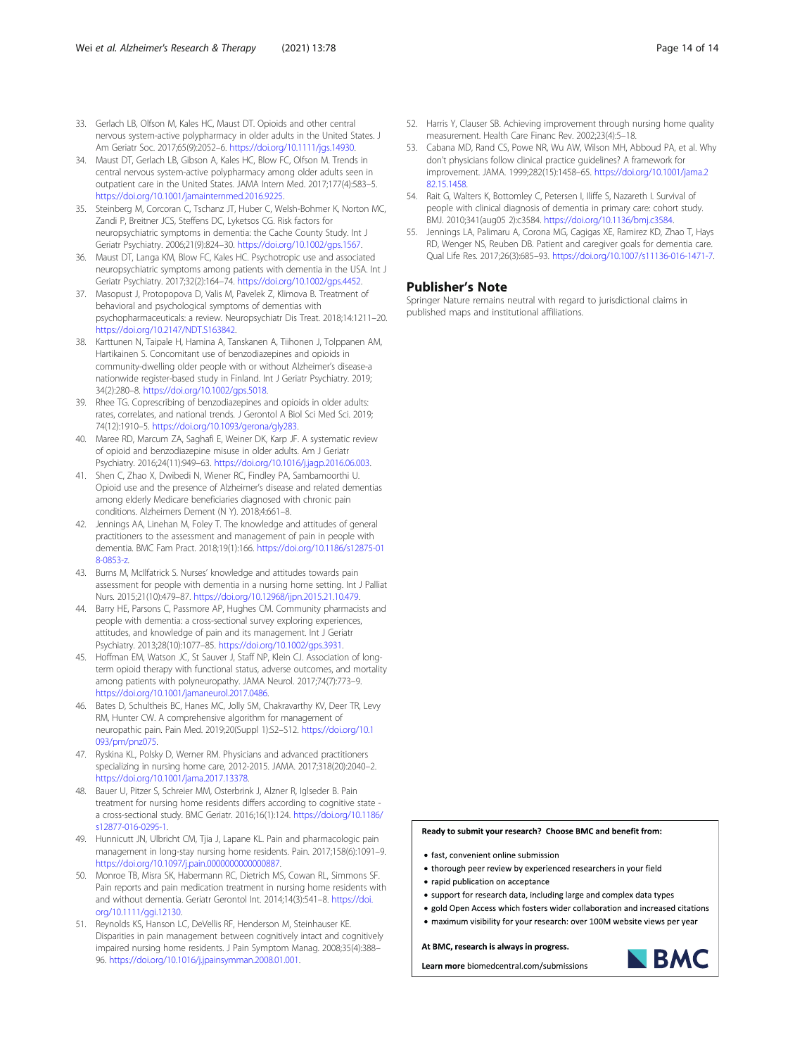33. Gerlach LB, Olfson M, Kales HC, Maust DT. Opioids and other central nervous system-active polypharmacy in older adults in the United States. J Am Geriatr Soc. 2017;65(9):2052–6. https://doi.org/10.1111/jgs.14930.
34. Maust DT, Gerlach LB, Gibson A, Kales HC, Blow FC, Olfson M. Trends in central nervous system-active polypharmacy among older adults seen in outpatient care in the United States. JAMA Intern Med. 2017;177(4):583–5. https://doi.org/10.1001/jamainternmed.2016.9225.
35. Steinberg M, Corcoran C, Tschanz JT, Huber C, Welsh-Bohmer K, Norton MC, Zandi P, Breitner JCS, Steffens DC, Lyketsos CG. Risk factors for neuropsychiatric symptoms in dementia: the Cache County Study. Int J Geriatr Psychiatry. 2006;21(9):824–30. https://doi.org/10.1002/gps.1567.
36. Maust DT, Langa KM, Blow FC, Kales HC. Psychotropic use and associated neuropsychiatric symptoms among patients with dementia in the USA. Int J Geriatr Psychiatry. 2017;32(2):164–74. https://doi.org/10.1002/gps.4452.
37. Masopust J, Protopopova D, Valis M, Pavelek Z, Klimova B. Treatment of behavioral and psychological symptoms of dementias with psychopharmaceuticals: a review. Neuropsychiatr Dis Treat. 2018;14:1211–20. https://doi.org/10.2147/NDT.S163842.
38. Karttunen N, Taipale H, Hamina A, Tanskanen A, Tiihonen J, Tolppanen AM, Hartikainen S. Concomitant use of benzodiazepines and opioids in community-dwelling older people with or without Alzheimer's disease-a nationwide register-based study in Finland. Int J Geriatr Psychiatry. 2019; 34(2):280–8. https://doi.org/10.1002/gps.5018.
39. Rhee TG. Coprescribing of benzodiazepines and opioids in older adults: rates, correlates, and national trends. J Gerontol A Biol Sci Med Sci. 2019; 74(12):1910–5. https://doi.org/10.1093/gerona/gly283.
40. Maree RD, Marcum ZA, Saghafi E, Weiner DK, Karp JF. A systematic review of opioid and benzodiazepine misuse in older adults. Am J Geriatr Psychiatry. 2016;24(11):949–63. https://doi.org/10.1016/j.jagp.2016.06.003.
41. Shen C, Zhao X, Dwibedi N, Wiener RC, Findley PA, Sambamoorthi U. Opioid use and the presence of Alzheimer's disease and related dementias among elderly Medicare beneficiaries diagnosed with chronic pain conditions. Alzheimers Dement (N Y). 2018;4:661–8.
42. Jennings AA, Linehan M, Foley T. The knowledge and attitudes of general practitioners to the assessment and management of pain in people with dementia. BMC Fam Pract. 2018;19(1):166. https://doi.org/10.1186/s12875-018-0853-z.
43. Burns M, McIlfatrick S. Nurses' knowledge and attitudes towards pain assessment for people with dementia in a nursing home setting. Int J Palliat Nurs. 2015;21(10):479–87. https://doi.org/10.12968/ijpn.2015.21.10.479.
44. Barry HE, Parsons C, Passmore AP, Hughes CM. Community pharmacists and people with dementia: a cross-sectional survey exploring experiences, attitudes, and knowledge of pain and its management. Int J Geriatr Psychiatry. 2013;28(10):1077–85. https://doi.org/10.1002/gps.3931.
45. Hoffman EM, Watson JC, St Sauver J, Staff NP, Klein CJ. Association of long-term opioid therapy with functional status, adverse outcomes, and mortality among patients with polyneuropathy. JAMA Neurol. 2017;74(7):773–9. https://doi.org/10.1001/jamaneurol.2017.0486.
46. Bates D, Schultheis BC, Hanes MC, Jolly SM, Chakravarthy KV, Deer TR, Levy RM, Hunter CW. A comprehensive algorithm for management of neuropathic pain. Pain Med. 2019;20(Suppl 1):S2–S12. https://doi.org/10.1093/pm/pnz075.
47. Ryskina KL, Polsky D, Werner RM. Physicians and advanced practitioners specializing in nursing home care, 2012-2015. JAMA. 2017;318(20):2040–2. https://doi.org/10.1001/jama.2017.13378.
48. Bauer U, Pitzer S, Schreier MM, Osterbrink J, Alzner R, Iglseder B. Pain treatment for nursing home residents differs according to cognitive state - a cross-sectional study. BMC Geriatr. 2016;16(1):124. https://doi.org/10.1186/s12877-016-0295-1.
49. Hunnicutt JN, Ulbricht CM, Tjia J, Lapane KL. Pain and pharmacologic pain management in long-stay nursing home residents. Pain. 2017;158(6):1091–9. https://doi.org/10.1097/j.pain.0000000000000887.
50. Monroe TB, Misra SK, Habermann RC, Dietrich MS, Cowan RL, Simmons SF. Pain reports and pain medication treatment in nursing home residents with and without dementia. Geriatr Gerontol Int. 2014;14(3):541–8. https://doi.org/10.1111/ggi.12130.
51. Reynolds KS, Hanson LC, DeVellis RF, Henderson M, Steinhauser KE. Disparities in pain management between cognitively intact and cognitively impaired nursing home residents. J Pain Symptom Manag. 2008;35(4):388–96. https://doi.org/10.1016/j.jpainsymman.2008.01.001.
52. Harris Y, Clauser SB. Achieving improvement through nursing home quality measurement. Health Care Financ Rev. 2002;23(4):5–18.
53. Cabana MD, Rand CS, Powe NR, Wu AW, Wilson MH, Abboud PA, et al. Why don't physicians follow clinical practice guidelines? A framework for improvement. JAMA. 1999;282(15):1458–65. https://doi.org/10.1001/jama.282.15.1458.
54. Rait G, Walters K, Bottomley C, Petersen I, Iliffe S, Nazareth I. Survival of people with clinical diagnosis of dementia in primary care: cohort study. BMJ. 2010;341(aug05 2):c3584. https://doi.org/10.1136/bmj.c3584.
55. Jennings LA, Palimaru A, Corona MG, Cagigas XE, Ramirez KD, Zhao T, Hays RD, Wenger NS, Reuben DB. Patient and caregiver goals for dementia care. Qual Life Res. 2017;26(3):685–93. https://doi.org/10.1007/s11136-016-1471-7.

## Publisher's Note

Springer Nature remains neutral with regard to jurisdictional claims in published maps and institutional affiliations.

**Ready to submit your research? Choose BMC and benefit from:**

- fast, convenient online submission
- thorough peer review by experienced researchers in your field
- rapid publication on acceptance
- support for research data, including large and complex data types
- gold Open Access which fosters wider collaboration and increased citations
- maximum visibility for your research: over 100M website views per year

**At BMC, research is always in progress.**

**Learn more** biomedcentral.com/submissions

BMC